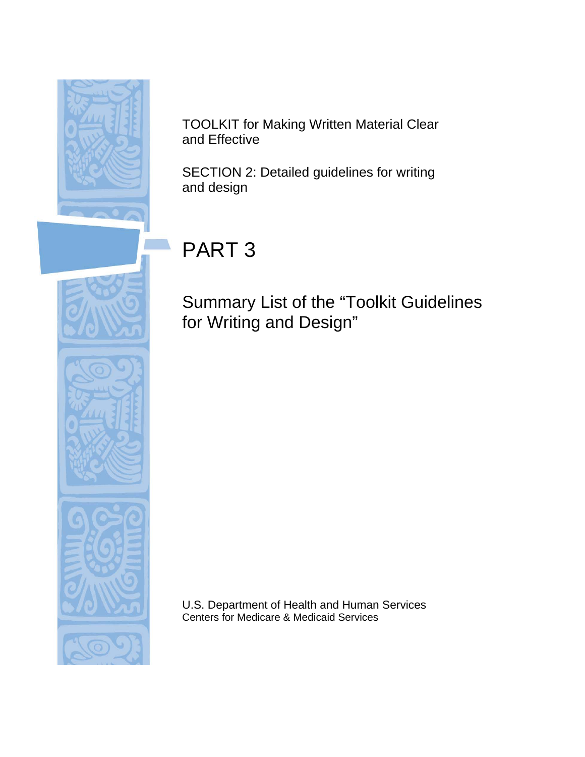TOOLKIT for Making Written Material Clear and Effective

SECTION 2: Detailed guidelines for writing and design

# PART 3

## Summary List of the "Toolkit Guidelines for Writing and Design"

U.S. Department of Health and Human Services
Centers for Medicare & Medicaid Services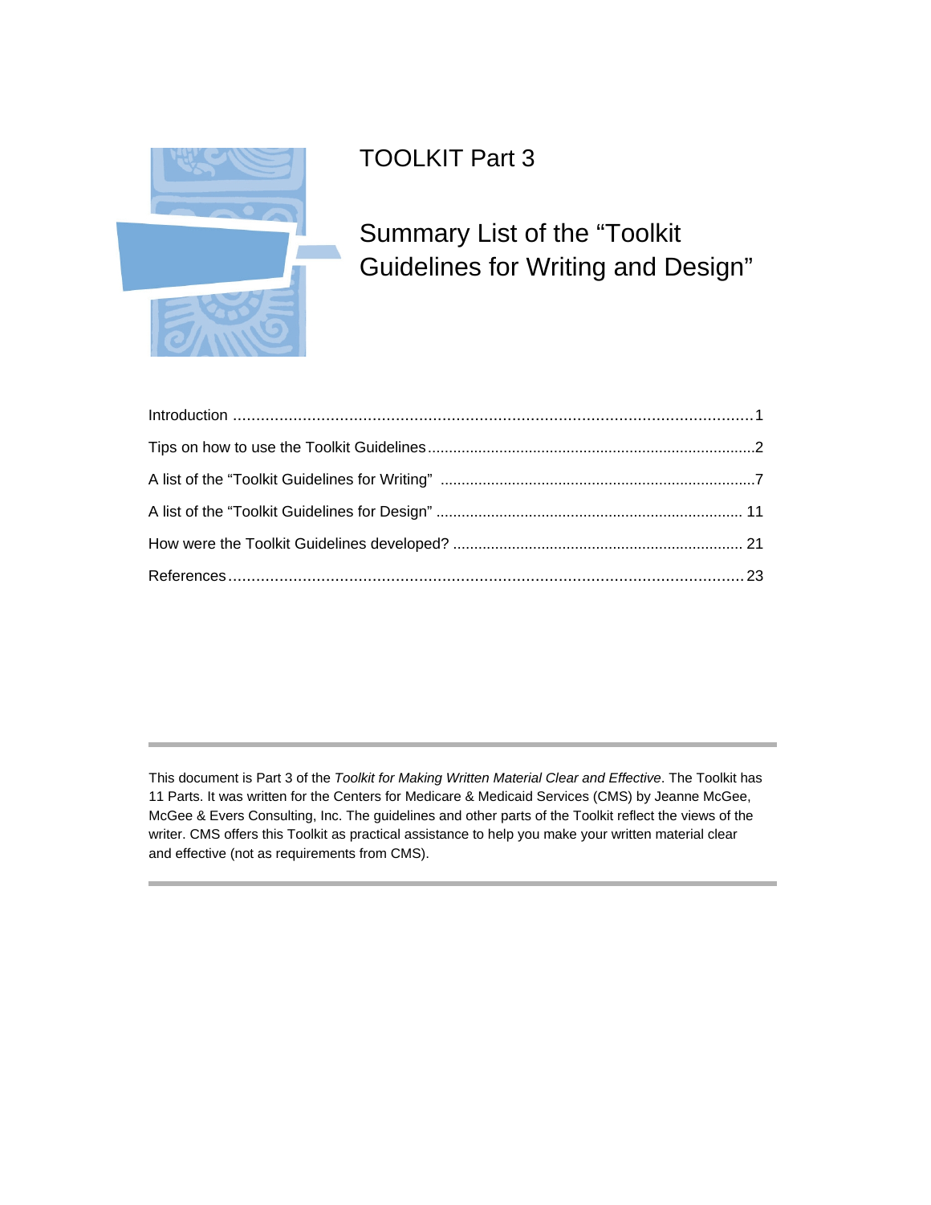# TOOLKIT Part 3

## Summary List of the "Toolkit Guidelines for Writing and Design"

| | |
|---|---|
| Introduction | 1 |
| Tips on how to use the Toolkit Guidelines | 2 |
| A list of the "Toolkit Guidelines for Writing" | 7 |
| A list of the "Toolkit Guidelines for Design" | 11 |
| How were the Toolkit Guidelines developed? | 21 |
| References | 23 |

---

This document is Part 3 of the *Toolkit for Making Written Material Clear and Effective*. The Toolkit has 11 Parts. It was written for the Centers for Medicare & Medicaid Services (CMS) by Jeanne McGee, McGee & Evers Consulting, Inc. The guidelines and other parts of the Toolkit reflect the views of the writer. CMS offers this Toolkit as practical assistance to help you make your written material clear and effective (not as requirements from CMS).

---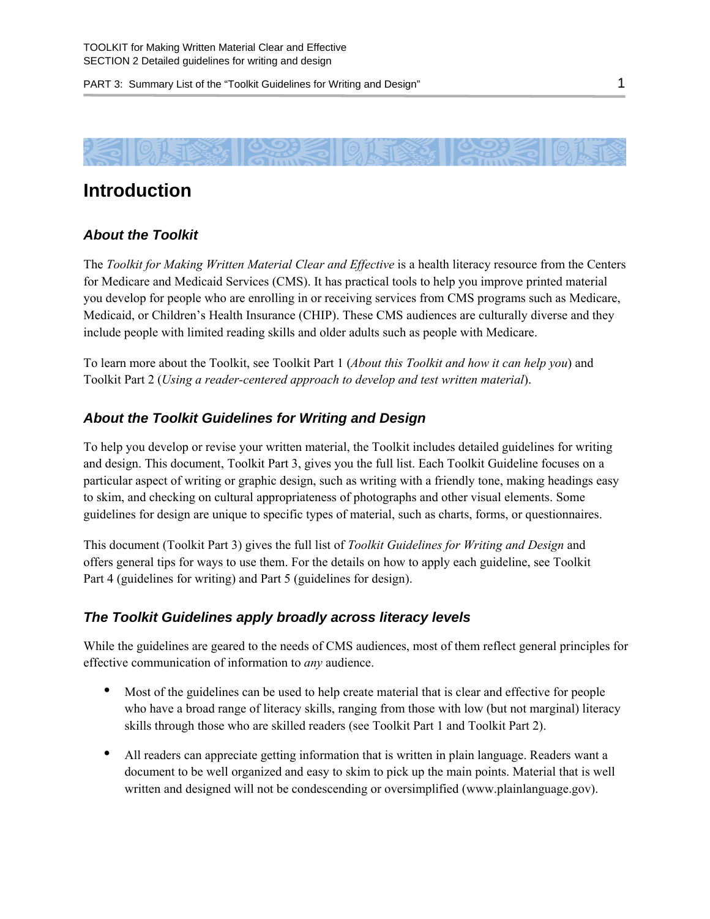# Introduction

### *About the Toolkit*

The *Toolkit for Making Written Material Clear and Effective* is a health literacy resource from the Centers for Medicare and Medicaid Services (CMS). It has practical tools to help you improve printed material you develop for people who are enrolling in or receiving services from CMS programs such as Medicare, Medicaid, or Children's Health Insurance (CHIP). These CMS audiences are culturally diverse and they include people with limited reading skills and older adults such as people with Medicare.

To learn more about the Toolkit, see Toolkit Part 1 (*About this Toolkit and how it can help you*) and Toolkit Part 2 (*Using a reader-centered approach to develop and test written material*).

### *About the Toolkit Guidelines for Writing and Design*

To help you develop or revise your written material, the Toolkit includes detailed guidelines for writing and design. This document, Toolkit Part 3, gives you the full list. Each Toolkit Guideline focuses on a particular aspect of writing or graphic design, such as writing with a friendly tone, making headings easy to skim, and checking on cultural appropriateness of photographs and other visual elements. Some guidelines for design are unique to specific types of material, such as charts, forms, or questionnaires.

This document (Toolkit Part 3) gives the full list of *Toolkit Guidelines for Writing and Design* and offers general tips for ways to use them. For the details on how to apply each guideline, see Toolkit Part 4 (guidelines for writing) and Part 5 (guidelines for design).

### *The Toolkit Guidelines apply broadly across literacy levels*

While the guidelines are geared to the needs of CMS audiences, most of them reflect general principles for effective communication of information to *any* audience.

- Most of the guidelines can be used to help create material that is clear and effective for people who have a broad range of literacy skills, ranging from those with low (but not marginal) literacy skills through those who are skilled readers (see Toolkit Part 1 and Toolkit Part 2).
- All readers can appreciate getting information that is written in plain language. Readers want a document to be well organized and easy to skim to pick up the main points. Material that is well written and designed will not be condescending or oversimplified (www.plainlanguage.gov).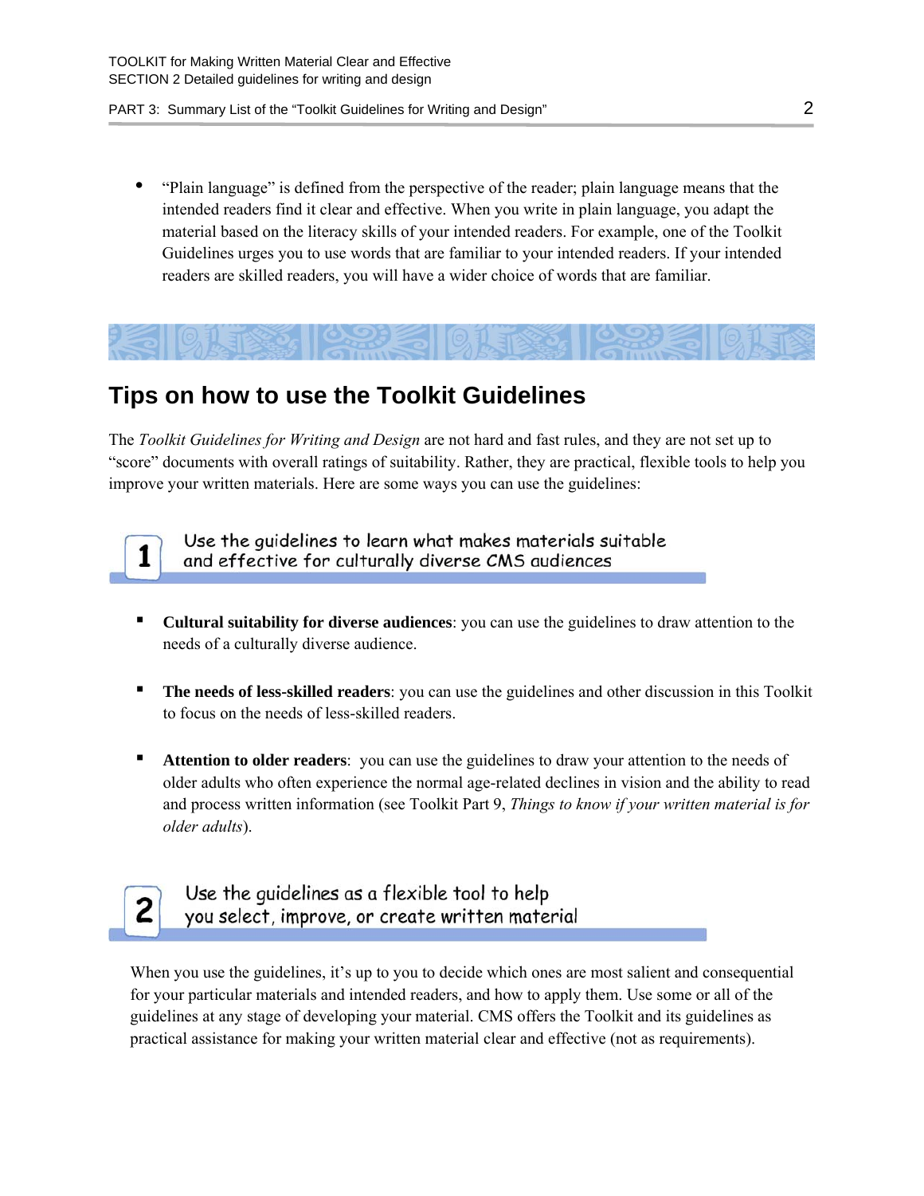- "Plain language" is defined from the perspective of the reader; plain language means that the intended readers find it clear and effective. When you write in plain language, you adapt the material based on the literacy skills of your intended readers. For example, one of the Toolkit Guidelines urges you to use words that are familiar to your intended readers. If your intended readers are skilled readers, you will have a wider choice of words that are familiar.

## Tips on how to use the Toolkit Guidelines

The *Toolkit Guidelines for Writing and Design* are not hard and fast rules, and they are not set up to "score" documents with overall ratings of suitability. Rather, they are practical, flexible tools to help you improve your written materials. Here are some ways you can use the guidelines:

### 1 Use the guidelines to learn what makes materials suitable and effective for culturally diverse CMS audiences

- **Cultural suitability for diverse audiences**: you can use the guidelines to draw attention to the needs of a culturally diverse audience.
- **The needs of less-skilled readers**: you can use the guidelines and other discussion in this Toolkit to focus on the needs of less-skilled readers.
- **Attention to older readers**: you can use the guidelines to draw your attention to the needs of older adults who often experience the normal age-related declines in vision and the ability to read and process written information (see Toolkit Part 9, *Things to know if your written material is for older adults*).

### 2 Use the guidelines as a flexible tool to help you select, improve, or create written material

When you use the guidelines, it's up to you to decide which ones are most salient and consequential for your particular materials and intended readers, and how to apply them. Use some or all of the guidelines at any stage of developing your material. CMS offers the Toolkit and its guidelines as practical assistance for making your written material clear and effective (not as requirements).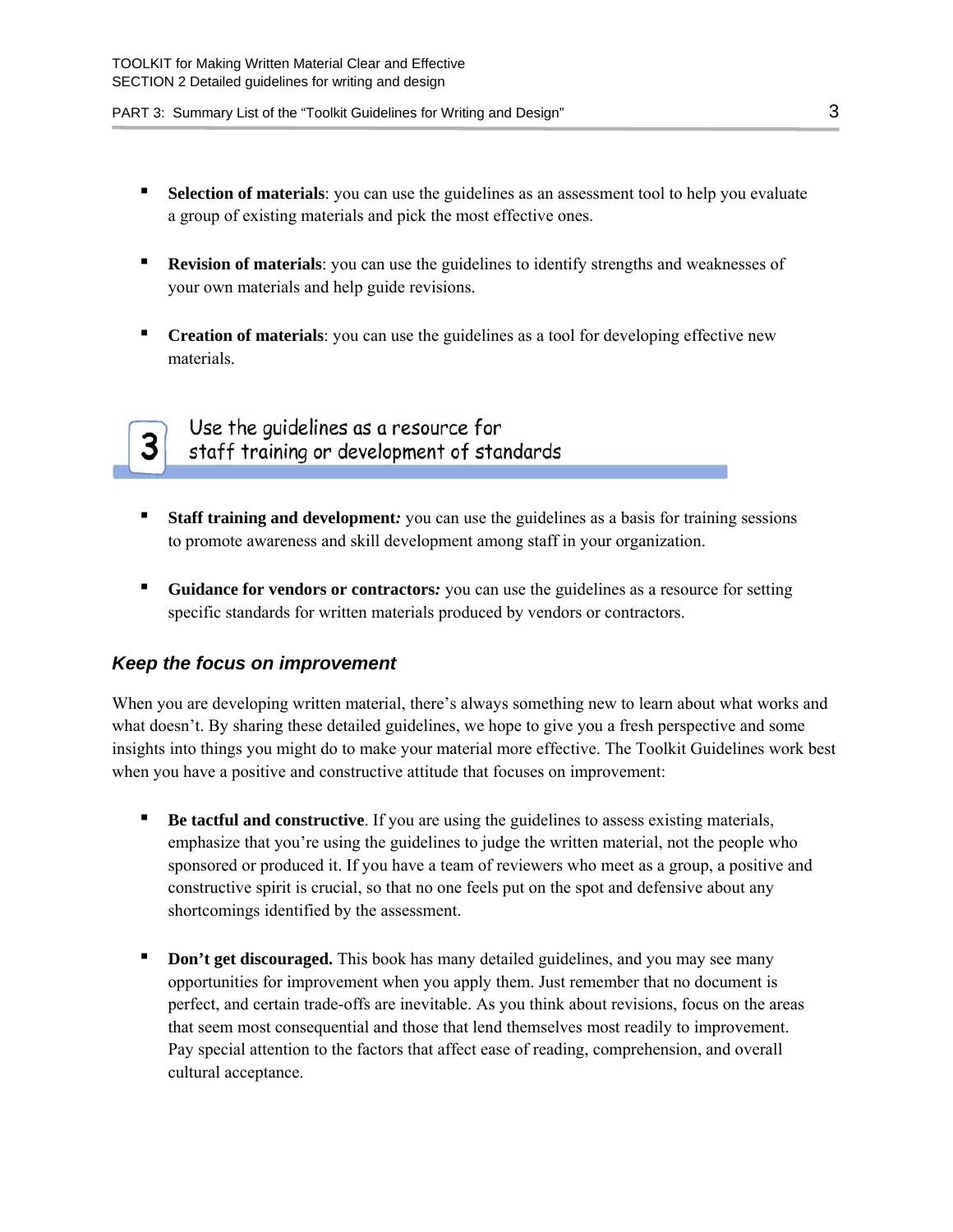- **Selection of materials**: you can use the guidelines as an assessment tool to help you evaluate a group of existing materials and pick the most effective ones.

- **Revision of materials**: you can use the guidelines to identify strengths and weaknesses of your own materials and help guide revisions.

- **Creation of materials**: you can use the guidelines as a tool for developing effective new materials.

## 3 Use the guidelines as a resource for staff training or development of standards

- **Staff training and development*:*** you can use the guidelines as a basis for training sessions to promote awareness and skill development among staff in your organization.

- **Guidance for vendors or contractors*:*** you can use the guidelines as a resource for setting specific standards for written materials produced by vendors or contractors.

### *Keep the focus on improvement*

When you are developing written material, there's always something new to learn about what works and what doesn't. By sharing these detailed guidelines, we hope to give you a fresh perspective and some insights into things you might do to make your material more effective. The Toolkit Guidelines work best when you have a positive and constructive attitude that focuses on improvement:

- **Be tactful and constructive**. If you are using the guidelines to assess existing materials, emphasize that you're using the guidelines to judge the written material, not the people who sponsored or produced it. If you have a team of reviewers who meet as a group, a positive and constructive spirit is crucial, so that no one feels put on the spot and defensive about any shortcomings identified by the assessment.

- **Don't get discouraged.** This book has many detailed guidelines, and you may see many opportunities for improvement when you apply them. Just remember that no document is perfect, and certain trade-offs are inevitable. As you think about revisions, focus on the areas that seem most consequential and those that lend themselves most readily to improvement. Pay special attention to the factors that affect ease of reading, comprehension, and overall cultural acceptance.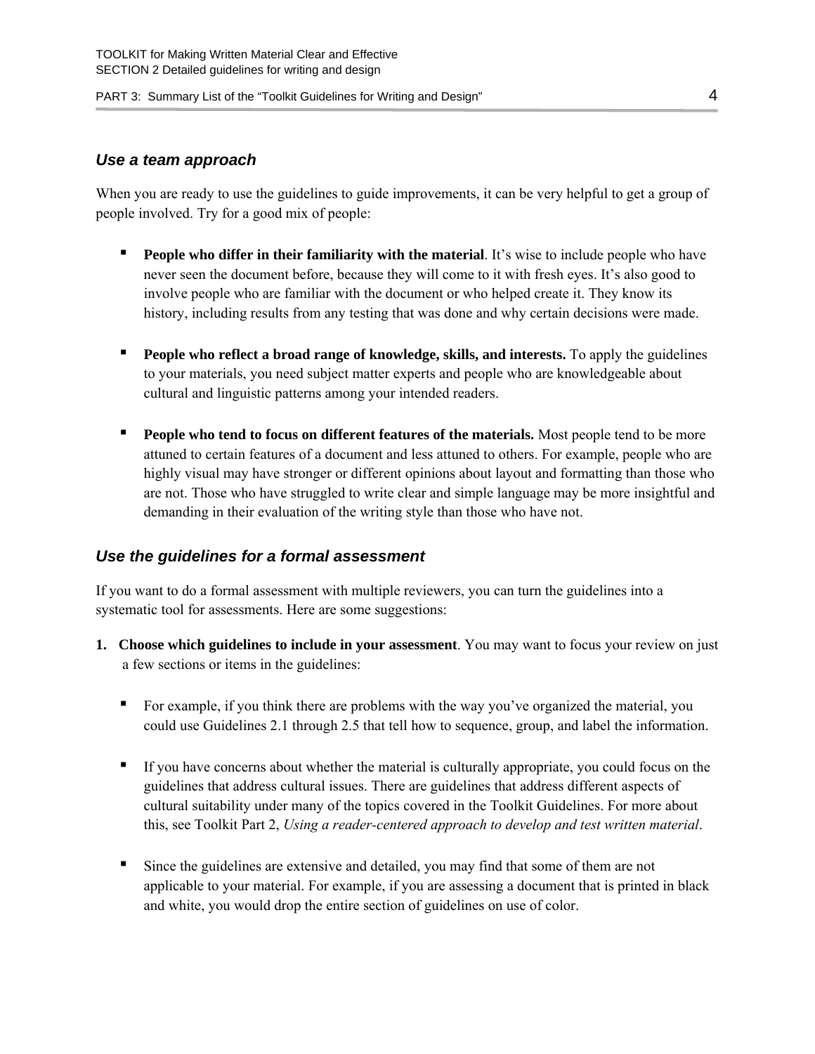### *Use a team approach*

When you are ready to use the guidelines to guide improvements, it can be very helpful to get a group of people involved. Try for a good mix of people:

- **People who differ in their familiarity with the material**. It's wise to include people who have never seen the document before, because they will come to it with fresh eyes. It's also good to involve people who are familiar with the document or who helped create it. They know its history, including results from any testing that was done and why certain decisions were made.

- **People who reflect a broad range of knowledge, skills, and interests.** To apply the guidelines to your materials, you need subject matter experts and people who are knowledgeable about cultural and linguistic patterns among your intended readers.

- **People who tend to focus on different features of the materials.** Most people tend to be more attuned to certain features of a document and less attuned to others. For example, people who are highly visual may have stronger or different opinions about layout and formatting than those who are not. Those who have struggled to write clear and simple language may be more insightful and demanding in their evaluation of the writing style than those who have not.

### *Use the guidelines for a formal assessment*

If you want to do a formal assessment with multiple reviewers, you can turn the guidelines into a systematic tool for assessments. Here are some suggestions:

1. **Choose which guidelines to include in your assessment**. You may want to focus your review on just a few sections or items in the guidelines:

   - For example, if you think there are problems with the way you've organized the material, you could use Guidelines 2.1 through 2.5 that tell how to sequence, group, and label the information.

   - If you have concerns about whether the material is culturally appropriate, you could focus on the guidelines that address cultural issues. There are guidelines that address different aspects of cultural suitability under many of the topics covered in the Toolkit Guidelines. For more about this, see Toolkit Part 2, *Using a reader-centered approach to develop and test written material*.

   - Since the guidelines are extensive and detailed, you may find that some of them are not applicable to your material. For example, if you are assessing a document that is printed in black and white, you would drop the entire section of guidelines on use of color.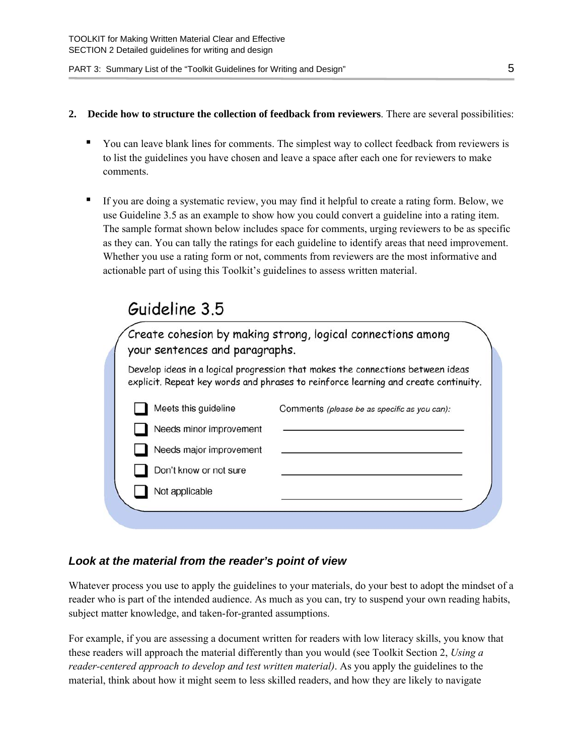2. **Decide how to structure the collection of feedback from reviewers**. There are several possibilities:

   - You can leave blank lines for comments. The simplest way to collect feedback from reviewers is to list the guidelines you have chosen and leave a space after each one for reviewers to make comments.

   - If you are doing a systematic review, you may find it helpful to create a rating form. Below, we use Guideline 3.5 as an example to show how you could convert a guideline into a rating item. The sample format shown below includes space for comments, urging reviewers to be as specific as they can. You can tally the ratings for each guideline to identify areas that need improvement. Whether you use a rating form or not, comments from reviewers are the most informative and actionable part of using this Toolkit's guidelines to assess written material.

**Guideline 3.5**

**Create cohesion by making strong, logical connections among your sentences and paragraphs.**

Develop ideas in a logical progression that makes the connections between ideas explicit. Repeat key words and phrases to reinforce learning and create continuity.

- ☐ Meets this guideline
- ☐ Needs minor improvement
- ☐ Needs major improvement
- ☐ Don't know or not sure
- ☐ Not applicable

Comments *(please be as specific as you can):*

\_\_\_\_\_\_\_\_\_\_\_\_\_\_\_\_\_\_\_\_\_\_\_\_\_\_\_\_\_\_\_\_\_\_\_\_

\_\_\_\_\_\_\_\_\_\_\_\_\_\_\_\_\_\_\_\_\_\_\_\_\_\_\_\_\_\_\_\_\_\_\_\_

\_\_\_\_\_\_\_\_\_\_\_\_\_\_\_\_\_\_\_\_\_\_\_\_\_\_\_\_\_\_\_\_\_\_\_\_

\_\_\_\_\_\_\_\_\_\_\_\_\_\_\_\_\_\_\_\_\_\_\_\_\_\_\_\_\_\_\_\_\_\_\_\_

### *Look at the material from the reader's point of view*

Whatever process you use to apply the guidelines to your materials, do your best to adopt the mindset of a reader who is part of the intended audience. As much as you can, try to suspend your own reading habits, subject matter knowledge, and taken-for-granted assumptions.

For example, if you are assessing a document written for readers with low literacy skills, you know that these readers will approach the material differently than you would (see Toolkit Section 2, *Using a reader-centered approach to develop and test written material)*. As you apply the guidelines to the material, think about how it might seem to less skilled readers, and how they are likely to navigate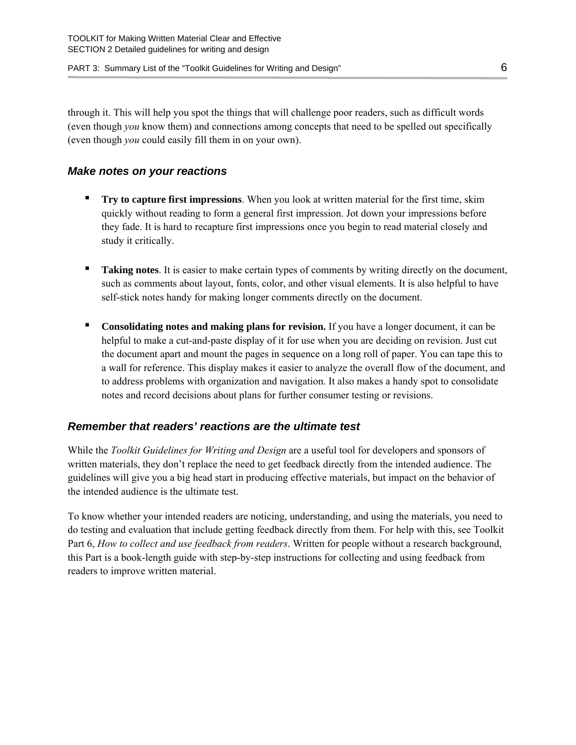through it. This will help you spot the things that will challenge poor readers, such as difficult words (even though *you* know them) and connections among concepts that need to be spelled out specifically (even though *you* could easily fill them in on your own).

### *Make notes on your reactions*

- **Try to capture first impressions**. When you look at written material for the first time, skim quickly without reading to form a general first impression. Jot down your impressions before they fade. It is hard to recapture first impressions once you begin to read material closely and study it critically.

- **Taking notes**. It is easier to make certain types of comments by writing directly on the document, such as comments about layout, fonts, color, and other visual elements. It is also helpful to have self-stick notes handy for making longer comments directly on the document.

- **Consolidating notes and making plans for revision.** If you have a longer document, it can be helpful to make a cut-and-paste display of it for use when you are deciding on revision. Just cut the document apart and mount the pages in sequence on a long roll of paper. You can tape this to a wall for reference. This display makes it easier to analyze the overall flow of the document, and to address problems with organization and navigation. It also makes a handy spot to consolidate notes and record decisions about plans for further consumer testing or revisions.

### *Remember that readers' reactions are the ultimate test*

While the *Toolkit Guidelines for Writing and Design* are a useful tool for developers and sponsors of written materials, they don't replace the need to get feedback directly from the intended audience. The guidelines will give you a big head start in producing effective materials, but impact on the behavior of the intended audience is the ultimate test.

To know whether your intended readers are noticing, understanding, and using the materials, you need to do testing and evaluation that include getting feedback directly from them. For help with this, see Toolkit Part 6, *How to collect and use feedback from readers*. Written for people without a research background, this Part is a book-length guide with step-by-step instructions for collecting and using feedback from readers to improve written material.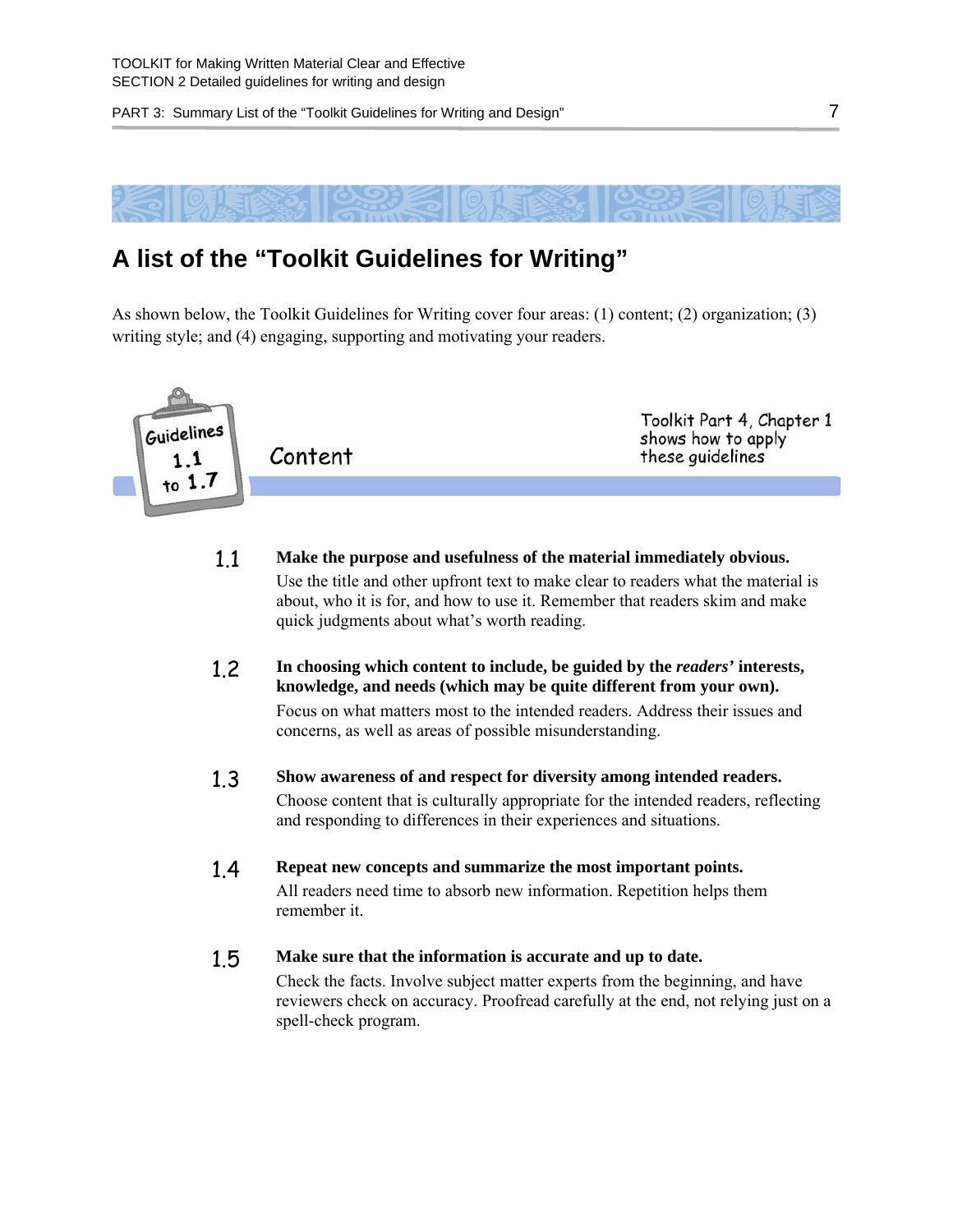# A list of the "Toolkit Guidelines for Writing"

As shown below, the Toolkit Guidelines for Writing cover four areas: (1) content; (2) organization; (3) writing style; and (4) engaging, supporting and motivating your readers.

## Guidelines 1.1 to 1.7 — Content

Toolkit Part 4, Chapter 1 shows how to apply these guidelines

**1.1 Make the purpose and usefulness of the material immediately obvious.**
Use the title and other upfront text to make clear to readers what the material is about, who it is for, and how to use it. Remember that readers skim and make quick judgments about what's worth reading.

**1.2 In choosing which content to include, be guided by the *readers'* interests, knowledge, and needs (which may be quite different from your own).**
Focus on what matters most to the intended readers. Address their issues and concerns, as well as areas of possible misunderstanding.

**1.3 Show awareness of and respect for diversity among intended readers.**
Choose content that is culturally appropriate for the intended readers, reflecting and responding to differences in their experiences and situations.

**1.4 Repeat new concepts and summarize the most important points.**
All readers need time to absorb new information. Repetition helps them remember it.

**1.5 Make sure that the information is accurate and up to date.**
Check the facts. Involve subject matter experts from the beginning, and have reviewers check on accuracy. Proofread carefully at the end, not relying just on a spell-check program.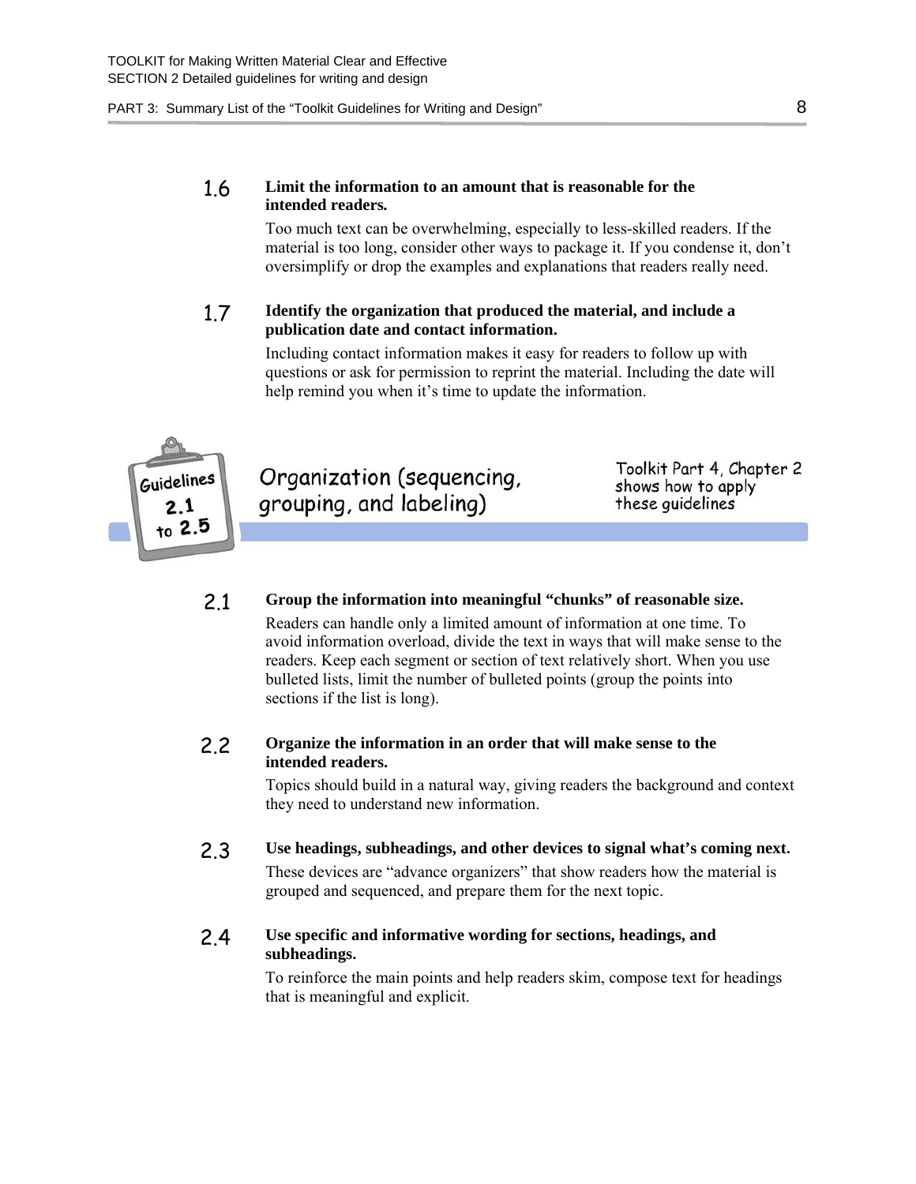**1.6 Limit the information to an amount that is reasonable for the intended readers.**

Too much text can be overwhelming, especially to less-skilled readers. If the material is too long, consider other ways to package it. If you condense it, don't oversimplify or drop the examples and explanations that readers really need.

**1.7 Identify the organization that produced the material, and include a publication date and contact information.**

Including contact information makes it easy for readers to follow up with questions or ask for permission to reprint the material. Including the date will help remind you when it's time to update the information.

## Guidelines 2.1 to 2.5: Organization (sequencing, grouping, and labeling)

Toolkit Part 4, Chapter 2 shows how to apply these guidelines

**2.1 Group the information into meaningful "chunks" of reasonable size.**

Readers can handle only a limited amount of information at one time. To avoid information overload, divide the text in ways that will make sense to the readers. Keep each segment or section of text relatively short. When you use bulleted lists, limit the number of bulleted points (group the points into sections if the list is long).

**2.2 Organize the information in an order that will make sense to the intended readers.**

Topics should build in a natural way, giving readers the background and context they need to understand new information.

**2.3 Use headings, subheadings, and other devices to signal what's coming next.**

These devices are "advance organizers" that show readers how the material is grouped and sequenced, and prepare them for the next topic.

**2.4 Use specific and informative wording for sections, headings, and subheadings.**

To reinforce the main points and help readers skim, compose text for headings that is meaningful and explicit.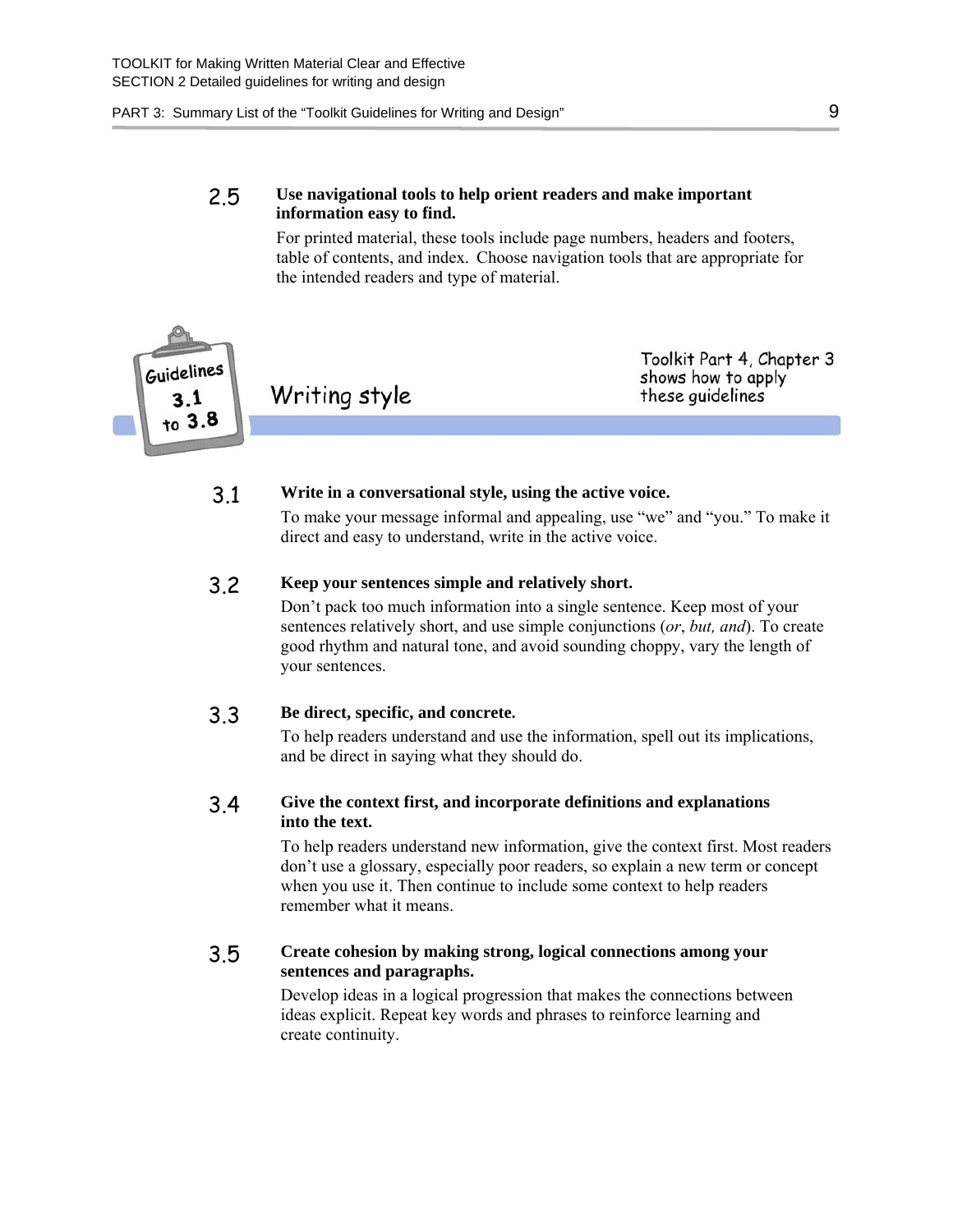**2.5 Use navigational tools to help orient readers and make important information easy to find.**

For printed material, these tools include page numbers, headers and footers, table of contents, and index. Choose navigation tools that are appropriate for the intended readers and type of material.

## Guidelines 3.1 to 3.8 — Writing style

Toolkit Part 4, Chapter 3 shows how to apply these guidelines

**3.1 Write in a conversational style, using the active voice.**

To make your message informal and appealing, use "we" and "you." To make it direct and easy to understand, write in the active voice.

**3.2 Keep your sentences simple and relatively short.**

Don't pack too much information into a single sentence. Keep most of your sentences relatively short, and use simple conjunctions (*or*, *but, and*). To create good rhythm and natural tone, and avoid sounding choppy, vary the length of your sentences.

**3.3 Be direct, specific, and concrete.**

To help readers understand and use the information, spell out its implications, and be direct in saying what they should do.

**3.4 Give the context first, and incorporate definitions and explanations into the text.**

To help readers understand new information, give the context first. Most readers don't use a glossary, especially poor readers, so explain a new term or concept when you use it. Then continue to include some context to help readers remember what it means.

**3.5 Create cohesion by making strong, logical connections among your sentences and paragraphs.**

Develop ideas in a logical progression that makes the connections between ideas explicit. Repeat key words and phrases to reinforce learning and create continuity.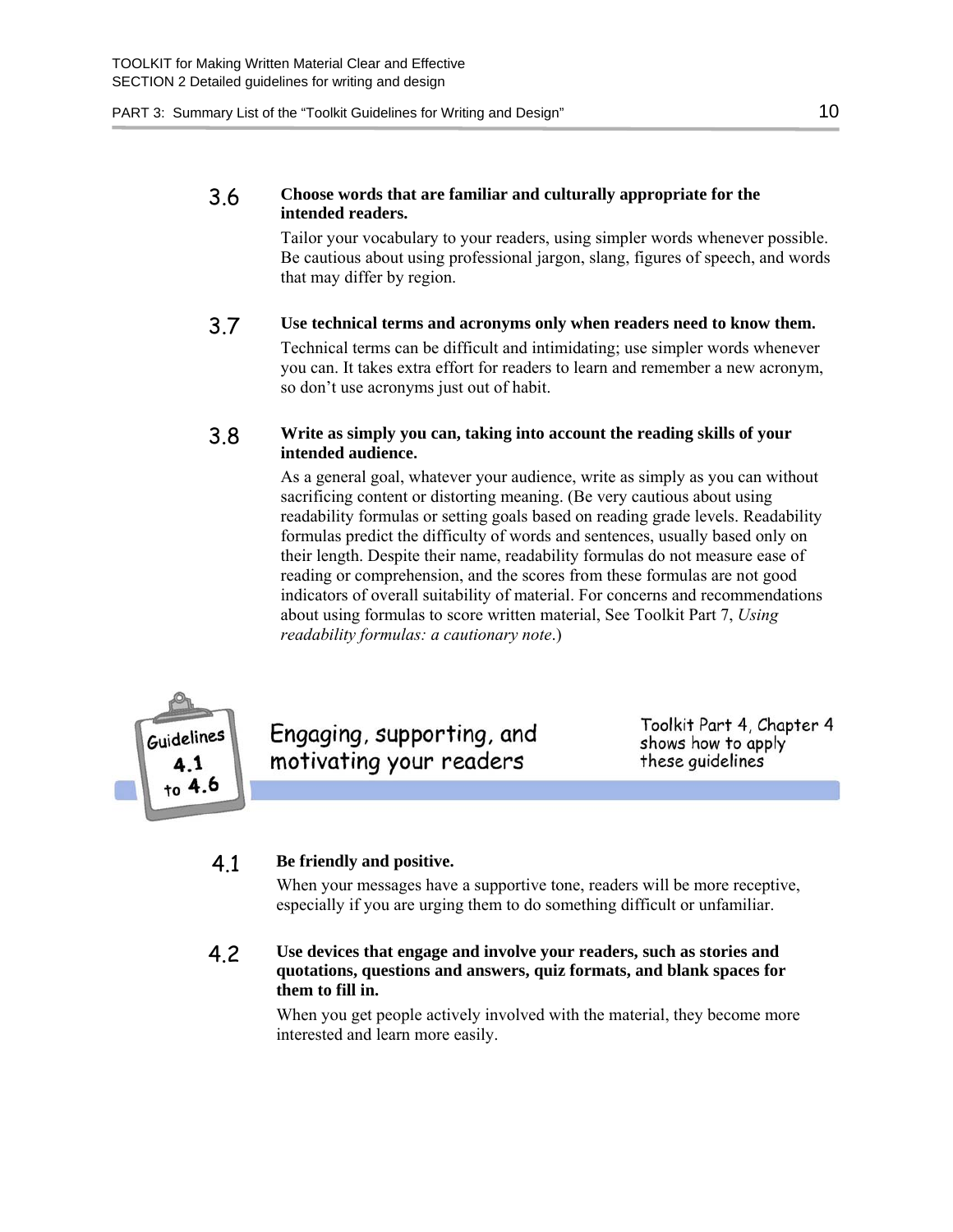**3.6 Choose words that are familiar and culturally appropriate for the intended readers.**

Tailor your vocabulary to your readers, using simpler words whenever possible. Be cautious about using professional jargon, slang, figures of speech, and words that may differ by region.

**3.7 Use technical terms and acronyms only when readers need to know them.**

Technical terms can be difficult and intimidating; use simpler words whenever you can. It takes extra effort for readers to learn and remember a new acronym, so don't use acronyms just out of habit.

**3.8 Write as simply you can, taking into account the reading skills of your intended audience.**

As a general goal, whatever your audience, write as simply as you can without sacrificing content or distorting meaning. (Be very cautious about using readability formulas or setting goals based on reading grade levels. Readability formulas predict the difficulty of words and sentences, usually based only on their length. Despite their name, readability formulas do not measure ease of reading or comprehension, and the scores from these formulas are not good indicators of overall suitability of material. For concerns and recommendations about using formulas to score written material, See Toolkit Part 7, *Using readability formulas: a cautionary note*.)

## Guidelines 4.1 to 4.6 — Engaging, supporting, and motivating your readers

Toolkit Part 4, Chapter 4 shows how to apply these guidelines

**4.1 Be friendly and positive.**

When your messages have a supportive tone, readers will be more receptive, especially if you are urging them to do something difficult or unfamiliar.

**4.2 Use devices that engage and involve your readers, such as stories and quotations, questions and answers, quiz formats, and blank spaces for them to fill in.**

When you get people actively involved with the material, they become more interested and learn more easily.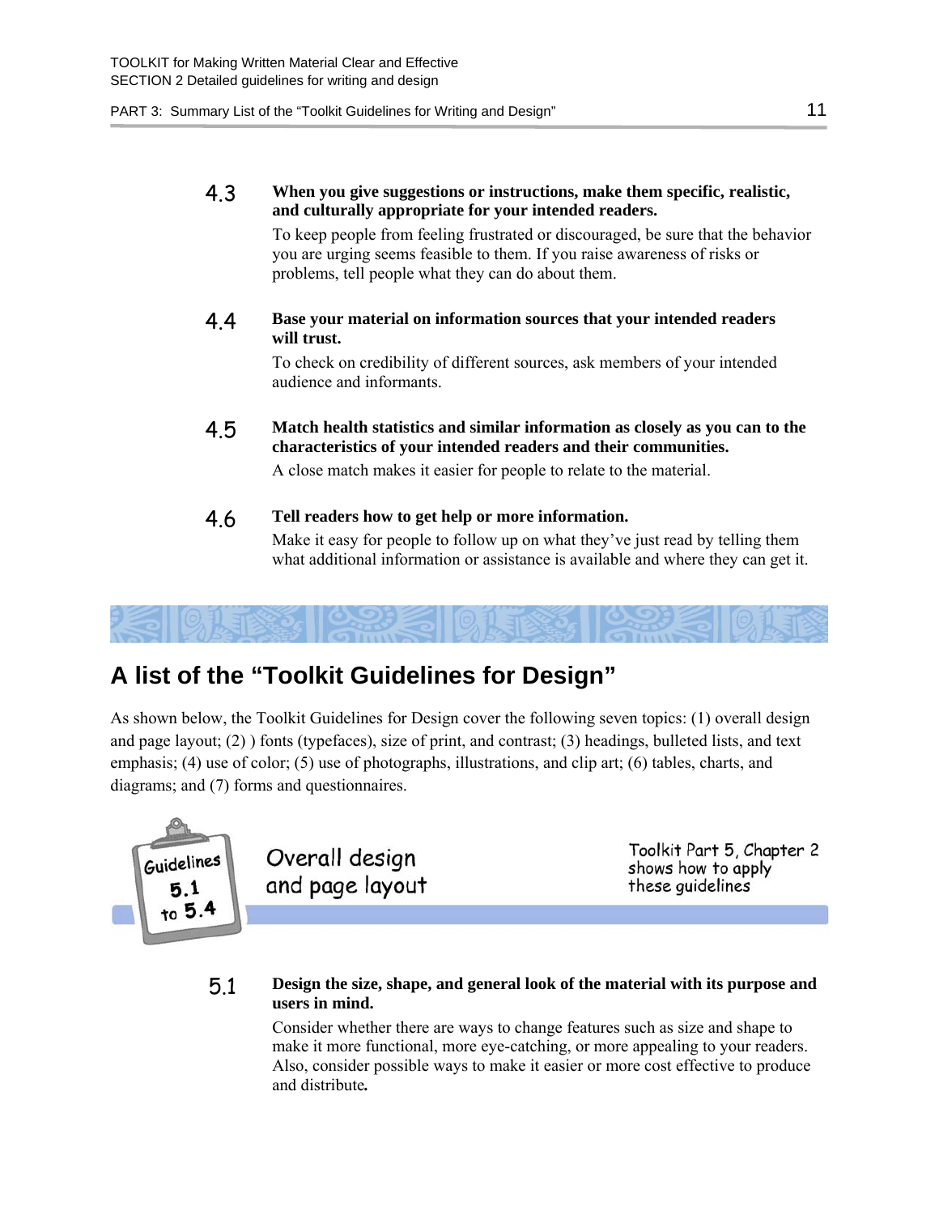**4.3 When you give suggestions or instructions, make them specific, realistic, and culturally appropriate for your intended readers.**

To keep people from feeling frustrated or discouraged, be sure that the behavior you are urging seems feasible to them. If you raise awareness of risks or problems, tell people what they can do about them.

**4.4 Base your material on information sources that your intended readers will trust.**

To check on credibility of different sources, ask members of your intended audience and informants.

**4.5 Match health statistics and similar information as closely as you can to the characteristics of your intended readers and their communities.**

A close match makes it easier for people to relate to the material.

**4.6 Tell readers how to get help or more information.**

Make it easy for people to follow up on what they've just read by telling them what additional information or assistance is available and where they can get it.

## A list of the "Toolkit Guidelines for Design"

As shown below, the Toolkit Guidelines for Design cover the following seven topics: (1) overall design and page layout; (2) ) fonts (typefaces), size of print, and contrast; (3) headings, bulleted lists, and text emphasis; (4) use of color; (5) use of photographs, illustrations, and clip art; (6) tables, charts, and diagrams; and (7) forms and questionnaires.

### Guidelines 5.1 to 5.4 — Overall design and page layout

Toolkit Part 5, Chapter 2 shows how to apply these guidelines

**5.1 Design the size, shape, and general look of the material with its purpose and users in mind.**

Consider whether there are ways to change features such as size and shape to make it more functional, more eye-catching, or more appealing to your readers. Also, consider possible ways to make it easier or more cost effective to produce and distribute.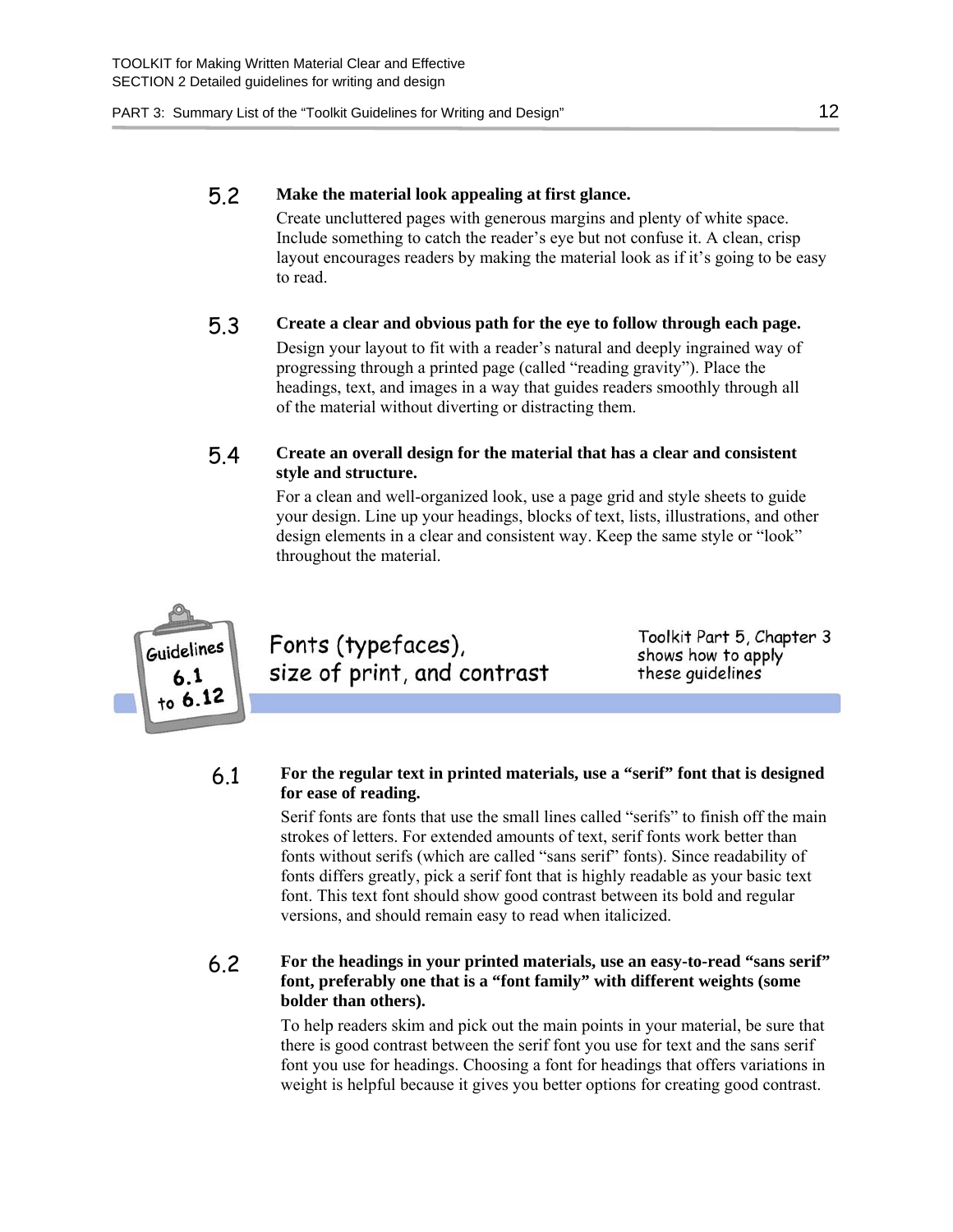**5.2 Make the material look appealing at first glance.**

Create uncluttered pages with generous margins and plenty of white space. Include something to catch the reader's eye but not confuse it. A clean, crisp layout encourages readers by making the material look as if it's going to be easy to read.

**5.3 Create a clear and obvious path for the eye to follow through each page.**

Design your layout to fit with a reader's natural and deeply ingrained way of progressing through a printed page (called "reading gravity"). Place the headings, text, and images in a way that guides readers smoothly through all of the material without diverting or distracting them.

**5.4 Create an overall design for the material that has a clear and consistent style and structure.**

For a clean and well-organized look, use a page grid and style sheets to guide your design. Line up your headings, blocks of text, lists, illustrations, and other design elements in a clear and consistent way. Keep the same style or "look" throughout the material.

## Guidelines 6.1 to 6.12: Fonts (typefaces), size of print, and contrast

Toolkit Part 5, Chapter 3 shows how to apply these guidelines

**6.1 For the regular text in printed materials, use a "serif" font that is designed for ease of reading.**

Serif fonts are fonts that use the small lines called "serifs" to finish off the main strokes of letters. For extended amounts of text, serif fonts work better than fonts without serifs (which are called "sans serif" fonts). Since readability of fonts differs greatly, pick a serif font that is highly readable as your basic text font. This text font should show good contrast between its bold and regular versions, and should remain easy to read when italicized.

**6.2 For the headings in your printed materials, use an easy-to-read "sans serif" font, preferably one that is a "font family" with different weights (some bolder than others).**

To help readers skim and pick out the main points in your material, be sure that there is good contrast between the serif font you use for text and the sans serif font you use for headings. Choosing a font for headings that offers variations in weight is helpful because it gives you better options for creating good contrast.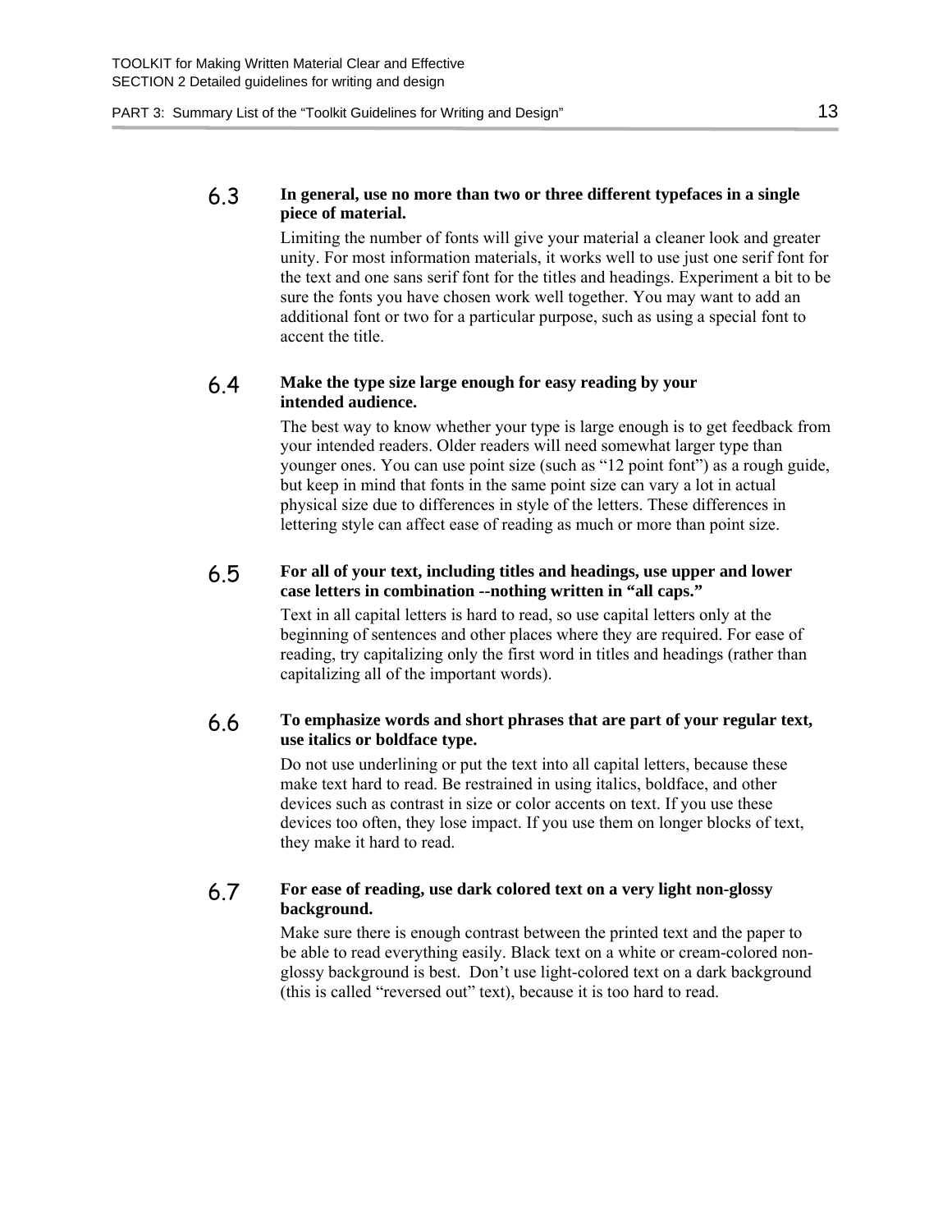**6.3 In general, use no more than two or three different typefaces in a single piece of material.**

Limiting the number of fonts will give your material a cleaner look and greater unity. For most information materials, it works well to use just one serif font for the text and one sans serif font for the titles and headings. Experiment a bit to be sure the fonts you have chosen work well together. You may want to add an additional font or two for a particular purpose, such as using a special font to accent the title.

**6.4 Make the type size large enough for easy reading by your intended audience.**

The best way to know whether your type is large enough is to get feedback from your intended readers. Older readers will need somewhat larger type than younger ones. You can use point size (such as "12 point font") as a rough guide, but keep in mind that fonts in the same point size can vary a lot in actual physical size due to differences in style of the letters. These differences in lettering style can affect ease of reading as much or more than point size.

**6.5 For all of your text, including titles and headings, use upper and lower case letters in combination --nothing written in "all caps."**

Text in all capital letters is hard to read, so use capital letters only at the beginning of sentences and other places where they are required. For ease of reading, try capitalizing only the first word in titles and headings (rather than capitalizing all of the important words).

**6.6 To emphasize words and short phrases that are part of your regular text, use italics or boldface type.**

Do not use underlining or put the text into all capital letters, because these make text hard to read. Be restrained in using italics, boldface, and other devices such as contrast in size or color accents on text. If you use these devices too often, they lose impact. If you use them on longer blocks of text, they make it hard to read.

**6.7 For ease of reading, use dark colored text on a very light non-glossy background.**

Make sure there is enough contrast between the printed text and the paper to be able to read everything easily. Black text on a white or cream-colored non-glossy background is best. Don't use light-colored text on a dark background (this is called "reversed out" text), because it is too hard to read.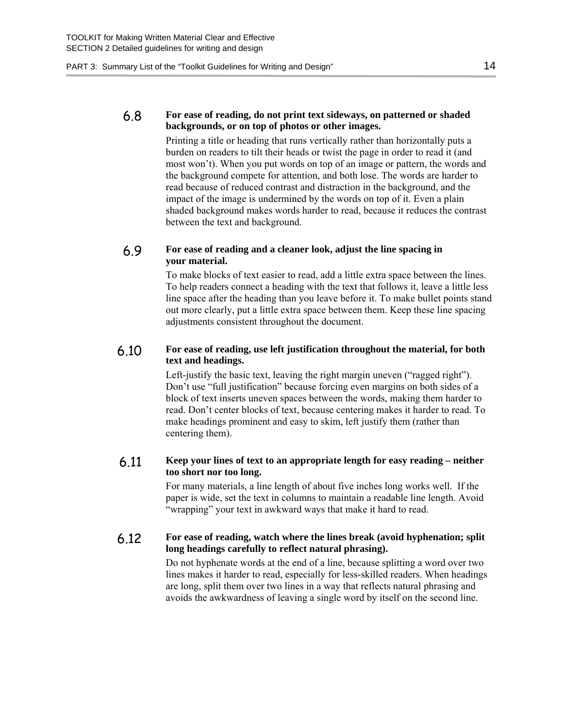**6.8 For ease of reading, do not print text sideways, on patterned or shaded backgrounds, or on top of photos or other images.**

Printing a title or heading that runs vertically rather than horizontally puts a burden on readers to tilt their heads or twist the page in order to read it (and most won't). When you put words on top of an image or pattern, the words and the background compete for attention, and both lose. The words are harder to read because of reduced contrast and distraction in the background, and the impact of the image is undermined by the words on top of it. Even a plain shaded background makes words harder to read, because it reduces the contrast between the text and background.

**6.9 For ease of reading and a cleaner look, adjust the line spacing in your material.**

To make blocks of text easier to read, add a little extra space between the lines. To help readers connect a heading with the text that follows it, leave a little less line space after the heading than you leave before it. To make bullet points stand out more clearly, put a little extra space between them. Keep these line spacing adjustments consistent throughout the document.

**6.10 For ease of reading, use left justification throughout the material, for both text and headings.**

Left-justify the basic text, leaving the right margin uneven ("ragged right"). Don't use "full justification" because forcing even margins on both sides of a block of text inserts uneven spaces between the words, making them harder to read. Don't center blocks of text, because centering makes it harder to read. To make headings prominent and easy to skim, left justify them (rather than centering them).

**6.11 Keep your lines of text to an appropriate length for easy reading – neither too short nor too long.**

For many materials, a line length of about five inches long works well. If the paper is wide, set the text in columns to maintain a readable line length. Avoid "wrapping" your text in awkward ways that make it hard to read.

**6.12 For ease of reading, watch where the lines break (avoid hyphenation; split long headings carefully to reflect natural phrasing).**

Do not hyphenate words at the end of a line, because splitting a word over two lines makes it harder to read, especially for less-skilled readers. When headings are long, split them over two lines in a way that reflects natural phrasing and avoids the awkwardness of leaving a single word by itself on the second line.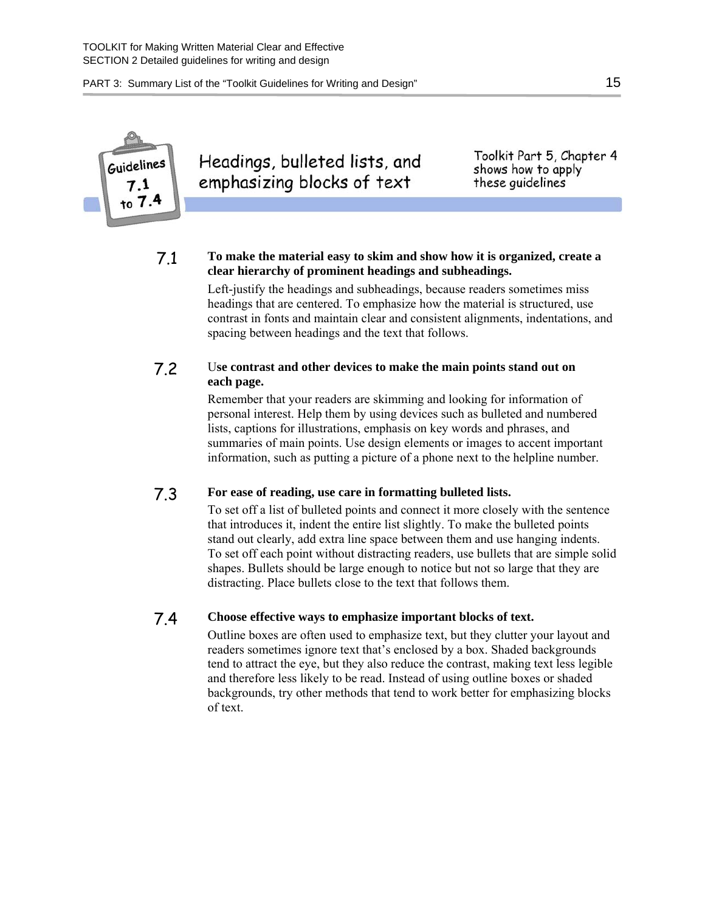## Guidelines 7.1 to 7.4

# Headings, bulleted lists, and emphasizing blocks of text

Toolkit Part 5, Chapter 4 shows how to apply these guidelines

**7.1 To make the material easy to skim and show how it is organized, create a clear hierarchy of prominent headings and subheadings.**

Left-justify the headings and subheadings, because readers sometimes miss headings that are centered. To emphasize how the material is structured, use contrast in fonts and maintain clear and consistent alignments, indentations, and spacing between headings and the text that follows.

**7.2 Use contrast and other devices to make the main points stand out on each page.**

Remember that your readers are skimming and looking for information of personal interest. Help them by using devices such as bulleted and numbered lists, captions for illustrations, emphasis on key words and phrases, and summaries of main points. Use design elements or images to accent important information, such as putting a picture of a phone next to the helpline number.

**7.3 For ease of reading, use care in formatting bulleted lists.**

To set off a list of bulleted points and connect it more closely with the sentence that introduces it, indent the entire list slightly. To make the bulleted points stand out clearly, add extra line space between them and use hanging indents. To set off each point without distracting readers, use bullets that are simple solid shapes. Bullets should be large enough to notice but not so large that they are distracting. Place bullets close to the text that follows them.

**7.4 Choose effective ways to emphasize important blocks of text.**

Outline boxes are often used to emphasize text, but they clutter your layout and readers sometimes ignore text that's enclosed by a box. Shaded backgrounds tend to attract the eye, but they also reduce the contrast, making text less legible and therefore less likely to be read. Instead of using outline boxes or shaded backgrounds, try other methods that tend to work better for emphasizing blocks of text.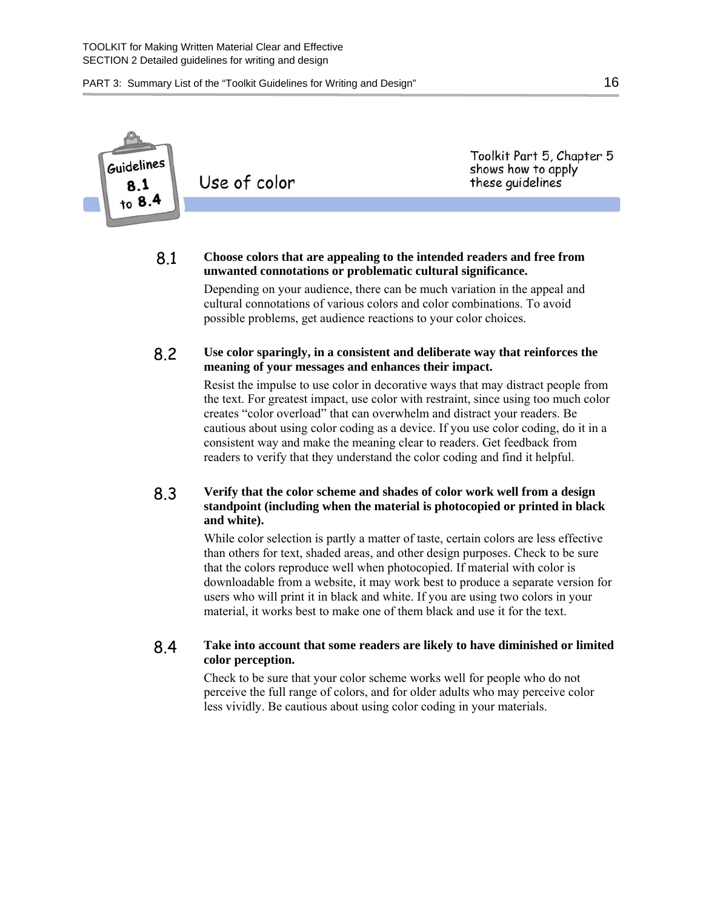Guidelines 8.1 to 8.4

## Use of color

Toolkit Part 5, Chapter 5 shows how to apply these guidelines

8.1 **Choose colors that are appealing to the intended readers and free from unwanted connotations or problematic cultural significance.**

Depending on your audience, there can be much variation in the appeal and cultural connotations of various colors and color combinations. To avoid possible problems, get audience reactions to your color choices.

8.2 **Use color sparingly, in a consistent and deliberate way that reinforces the meaning of your messages and enhances their impact.**

Resist the impulse to use color in decorative ways that may distract people from the text. For greatest impact, use color with restraint, since using too much color creates "color overload" that can overwhelm and distract your readers. Be cautious about using color coding as a device. If you use color coding, do it in a consistent way and make the meaning clear to readers. Get feedback from readers to verify that they understand the color coding and find it helpful.

8.3 **Verify that the color scheme and shades of color work well from a design standpoint (including when the material is photocopied or printed in black and white).**

While color selection is partly a matter of taste, certain colors are less effective than others for text, shaded areas, and other design purposes. Check to be sure that the colors reproduce well when photocopied. If material with color is downloadable from a website, it may work best to produce a separate version for users who will print it in black and white. If you are using two colors in your material, it works best to make one of them black and use it for the text.

8.4 **Take into account that some readers are likely to have diminished or limited color perception.**

Check to be sure that your color scheme works well for people who do not perceive the full range of colors, and for older adults who may perceive color less vividly. Be cautious about using color coding in your materials.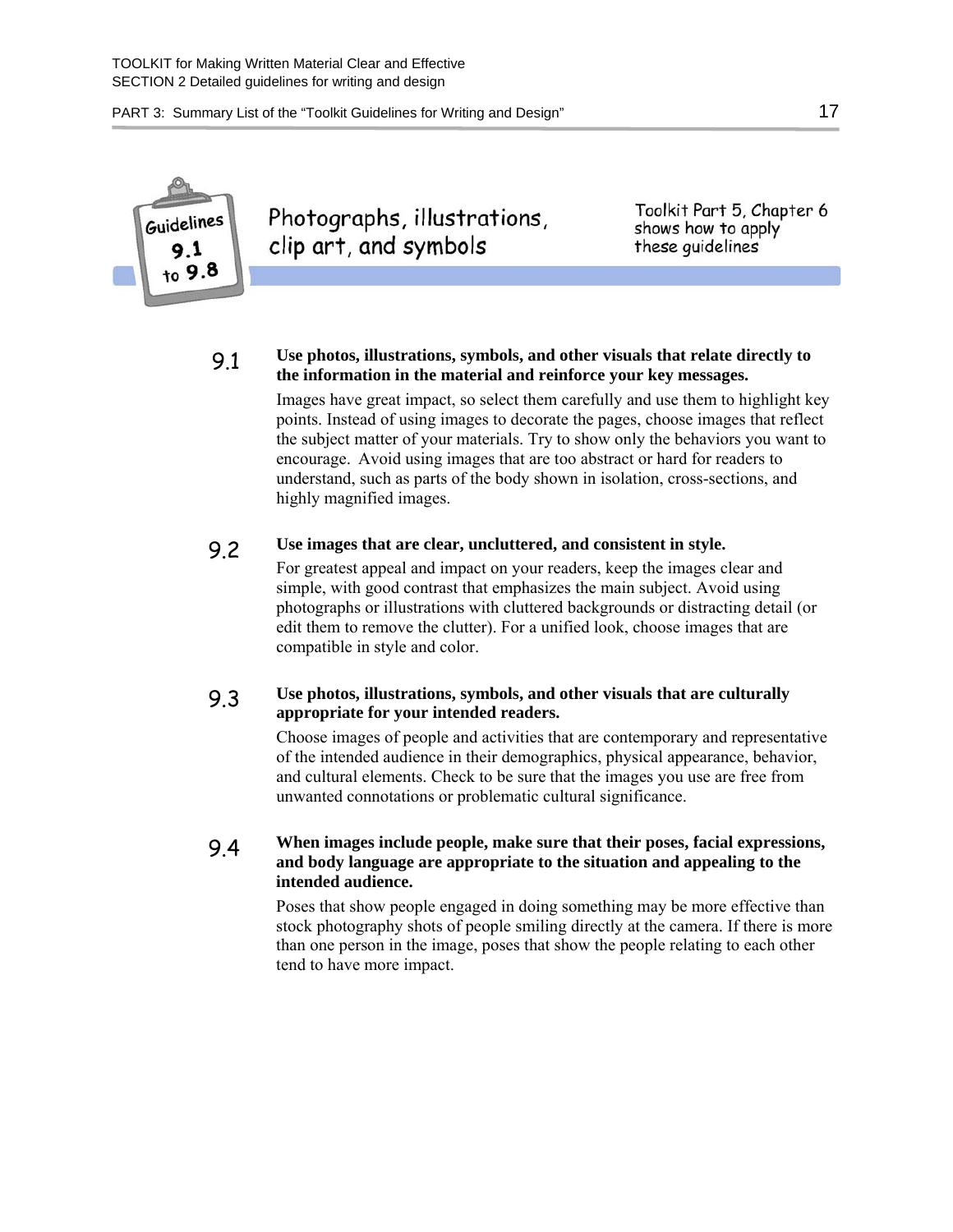**Guidelines 9.1 to 9.8**

## Photographs, illustrations, clip art, and symbols

Toolkit Part 5, Chapter 6 shows how to apply these guidelines

9.1 **Use photos, illustrations, symbols, and other visuals that relate directly to the information in the material and reinforce your key messages.**

Images have great impact, so select them carefully and use them to highlight key points. Instead of using images to decorate the pages, choose images that reflect the subject matter of your materials. Try to show only the behaviors you want to encourage. Avoid using images that are too abstract or hard for readers to understand, such as parts of the body shown in isolation, cross-sections, and highly magnified images.

9.2 **Use images that are clear, uncluttered, and consistent in style.**

For greatest appeal and impact on your readers, keep the images clear and simple, with good contrast that emphasizes the main subject. Avoid using photographs or illustrations with cluttered backgrounds or distracting detail (or edit them to remove the clutter). For a unified look, choose images that are compatible in style and color.

9.3 **Use photos, illustrations, symbols, and other visuals that are culturally appropriate for your intended readers.**

Choose images of people and activities that are contemporary and representative of the intended audience in their demographics, physical appearance, behavior, and cultural elements. Check to be sure that the images you use are free from unwanted connotations or problematic cultural significance.

9.4 **When images include people, make sure that their poses, facial expressions, and body language are appropriate to the situation and appealing to the intended audience.**

Poses that show people engaged in doing something may be more effective than stock photography shots of people smiling directly at the camera. If there is more than one person in the image, poses that show the people relating to each other tend to have more impact.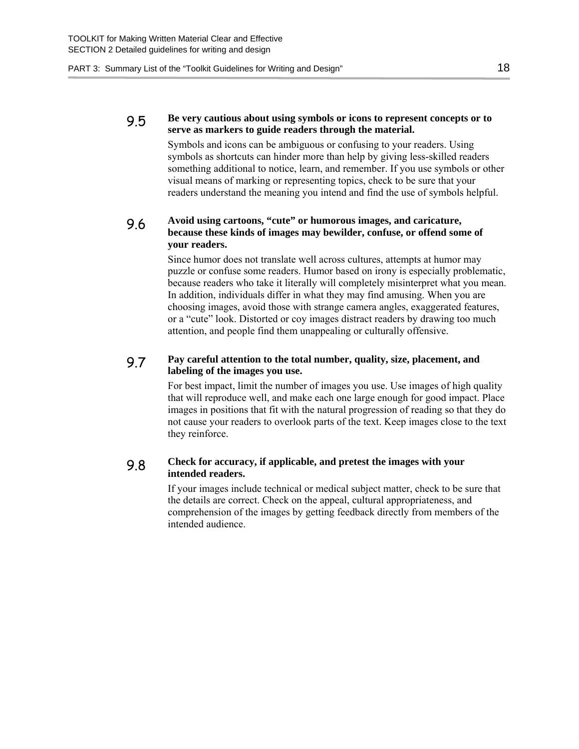**9.5 Be very cautious about using symbols or icons to represent concepts or to serve as markers to guide readers through the material.**

Symbols and icons can be ambiguous or confusing to your readers. Using symbols as shortcuts can hinder more than help by giving less-skilled readers something additional to notice, learn, and remember. If you use symbols or other visual means of marking or representing topics, check to be sure that your readers understand the meaning you intend and find the use of symbols helpful.

**9.6 Avoid using cartoons, "cute" or humorous images, and caricature, because these kinds of images may bewilder, confuse, or offend some of your readers.**

Since humor does not translate well across cultures, attempts at humor may puzzle or confuse some readers. Humor based on irony is especially problematic, because readers who take it literally will completely misinterpret what you mean. In addition, individuals differ in what they may find amusing. When you are choosing images, avoid those with strange camera angles, exaggerated features, or a "cute" look. Distorted or coy images distract readers by drawing too much attention, and people find them unappealing or culturally offensive.

**9.7 Pay careful attention to the total number, quality, size, placement, and labeling of the images you use.**

For best impact, limit the number of images you use. Use images of high quality that will reproduce well, and make each one large enough for good impact. Place images in positions that fit with the natural progression of reading so that they do not cause your readers to overlook parts of the text. Keep images close to the text they reinforce.

**9.8 Check for accuracy, if applicable, and pretest the images with your intended readers.**

If your images include technical or medical subject matter, check to be sure that the details are correct. Check on the appeal, cultural appropriateness, and comprehension of the images by getting feedback directly from members of the intended audience.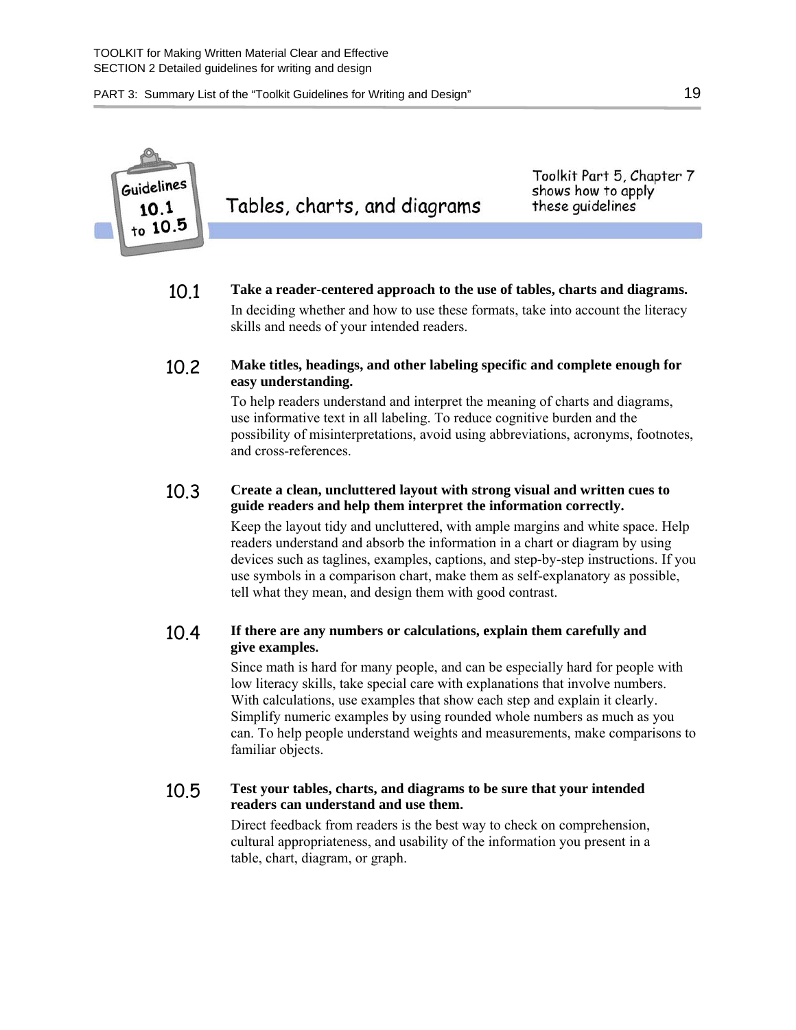**Guidelines 10.1 to 10.5**

## Tables, charts, and diagrams

Toolkit Part 5, Chapter 7 shows how to apply these guidelines

**10.1 Take a reader-centered approach to the use of tables, charts and diagrams.**

In deciding whether and how to use these formats, take into account the literacy skills and needs of your intended readers.

**10.2 Make titles, headings, and other labeling specific and complete enough for easy understanding.**

To help readers understand and interpret the meaning of charts and diagrams, use informative text in all labeling. To reduce cognitive burden and the possibility of misinterpretations, avoid using abbreviations, acronyms, footnotes, and cross-references.

**10.3 Create a clean, uncluttered layout with strong visual and written cues to guide readers and help them interpret the information correctly.**

Keep the layout tidy and uncluttered, with ample margins and white space. Help readers understand and absorb the information in a chart or diagram by using devices such as taglines, examples, captions, and step-by-step instructions. If you use symbols in a comparison chart, make them as self-explanatory as possible, tell what they mean, and design them with good contrast.

**10.4 If there are any numbers or calculations, explain them carefully and give examples.**

Since math is hard for many people, and can be especially hard for people with low literacy skills, take special care with explanations that involve numbers. With calculations, use examples that show each step and explain it clearly. Simplify numeric examples by using rounded whole numbers as much as you can. To help people understand weights and measurements, make comparisons to familiar objects.

**10.5 Test your tables, charts, and diagrams to be sure that your intended readers can understand and use them.**

Direct feedback from readers is the best way to check on comprehension, cultural appropriateness, and usability of the information you present in a table, chart, diagram, or graph.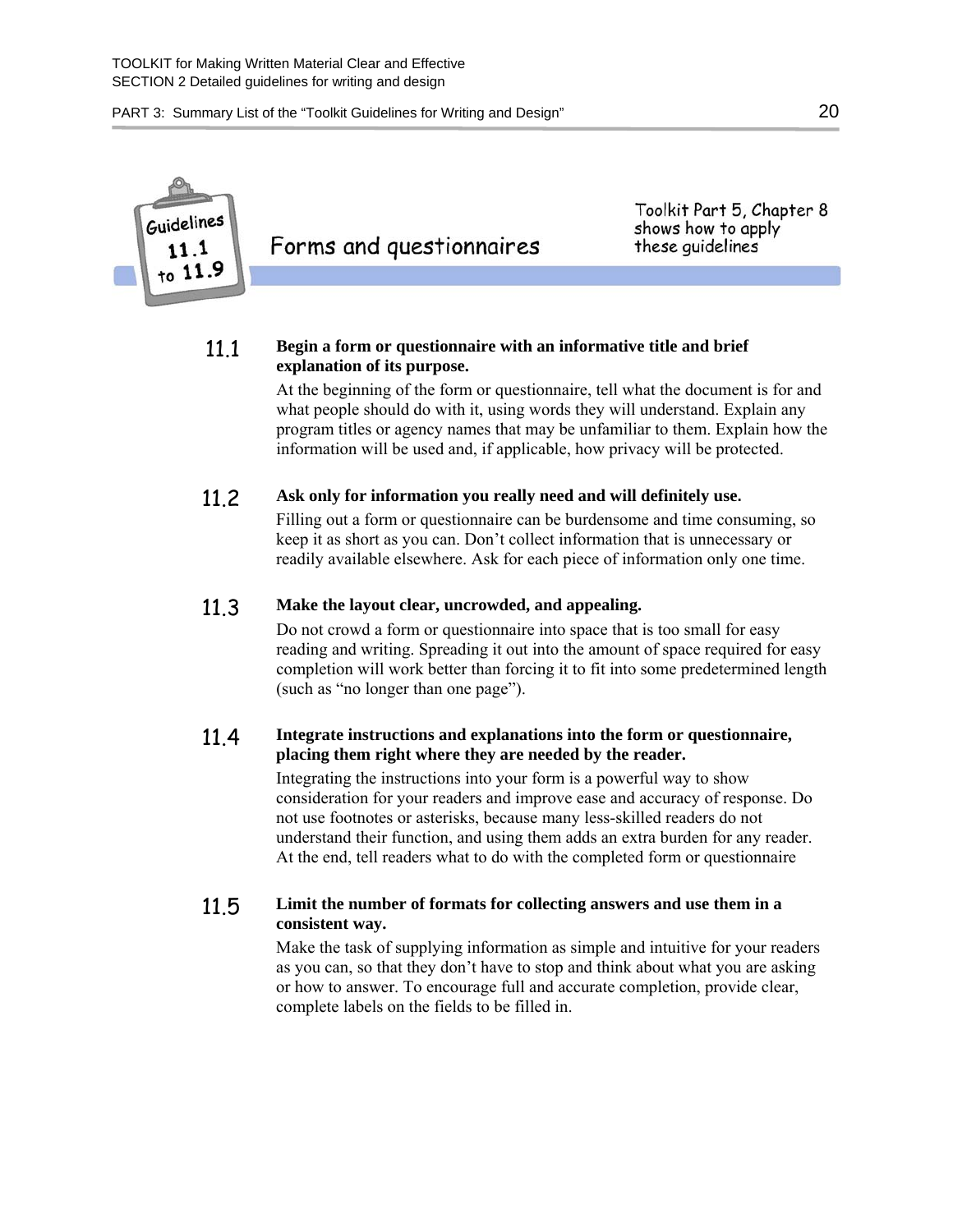## Guidelines 11.1 to 11.9 — Forms and questionnaires

Toolkit Part 5, Chapter 8 shows how to apply these guidelines

**11.1 Begin a form or questionnaire with an informative title and brief explanation of its purpose.**

At the beginning of the form or questionnaire, tell what the document is for and what people should do with it, using words they will understand. Explain any program titles or agency names that may be unfamiliar to them. Explain how the information will be used and, if applicable, how privacy will be protected.

**11.2 Ask only for information you really need and will definitely use.**

Filling out a form or questionnaire can be burdensome and time consuming, so keep it as short as you can. Don't collect information that is unnecessary or readily available elsewhere. Ask for each piece of information only one time.

**11.3 Make the layout clear, uncrowded, and appealing.**

Do not crowd a form or questionnaire into space that is too small for easy reading and writing. Spreading it out into the amount of space required for easy completion will work better than forcing it to fit into some predetermined length (such as "no longer than one page").

**11.4 Integrate instructions and explanations into the form or questionnaire, placing them right where they are needed by the reader.**

Integrating the instructions into your form is a powerful way to show consideration for your readers and improve ease and accuracy of response. Do not use footnotes or asterisks, because many less-skilled readers do not understand their function, and using them adds an extra burden for any reader. At the end, tell readers what to do with the completed form or questionnaire

**11.5 Limit the number of formats for collecting answers and use them in a consistent way.**

Make the task of supplying information as simple and intuitive for your readers as you can, so that they don't have to stop and think about what you are asking or how to answer. To encourage full and accurate completion, provide clear, complete labels on the fields to be filled in.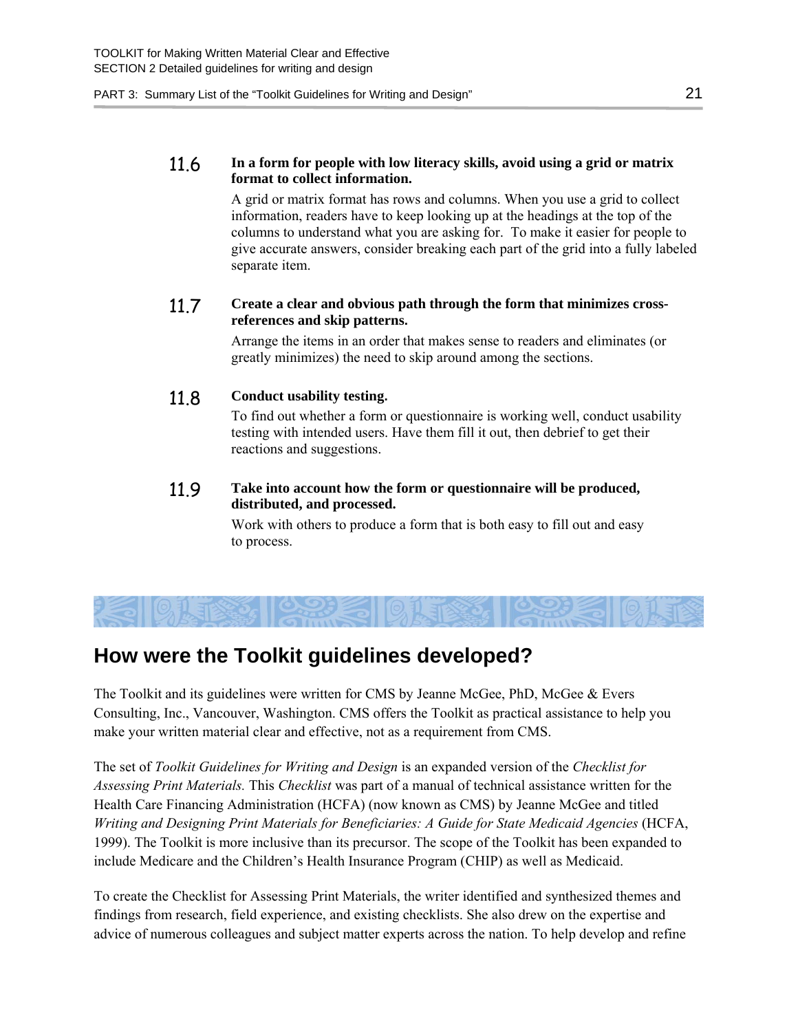**11.6 In a form for people with low literacy skills, avoid using a grid or matrix format to collect information.**

A grid or matrix format has rows and columns. When you use a grid to collect information, readers have to keep looking up at the headings at the top of the columns to understand what you are asking for. To make it easier for people to give accurate answers, consider breaking each part of the grid into a fully labeled separate item.

**11.7 Create a clear and obvious path through the form that minimizes cross-references and skip patterns.**

Arrange the items in an order that makes sense to readers and eliminates (or greatly minimizes) the need to skip around among the sections.

**11.8 Conduct usability testing.**

To find out whether a form or questionnaire is working well, conduct usability testing with intended users. Have them fill it out, then debrief to get their reactions and suggestions.

**11.9 Take into account how the form or questionnaire will be produced, distributed, and processed.**

Work with others to produce a form that is both easy to fill out and easy to process.

## How were the Toolkit guidelines developed?

The Toolkit and its guidelines were written for CMS by Jeanne McGee, PhD, McGee & Evers Consulting, Inc., Vancouver, Washington. CMS offers the Toolkit as practical assistance to help you make your written material clear and effective, not as a requirement from CMS.

The set of *Toolkit Guidelines for Writing and Design* is an expanded version of the *Checklist for Assessing Print Materials.* This *Checklist* was part of a manual of technical assistance written for the Health Care Financing Administration (HCFA) (now known as CMS) by Jeanne McGee and titled *Writing and Designing Print Materials for Beneficiaries: A Guide for State Medicaid Agencies* (HCFA, 1999). The Toolkit is more inclusive than its precursor. The scope of the Toolkit has been expanded to include Medicare and the Children's Health Insurance Program (CHIP) as well as Medicaid.

To create the Checklist for Assessing Print Materials, the writer identified and synthesized themes and findings from research, field experience, and existing checklists. She also drew on the expertise and advice of numerous colleagues and subject matter experts across the nation. To help develop and refine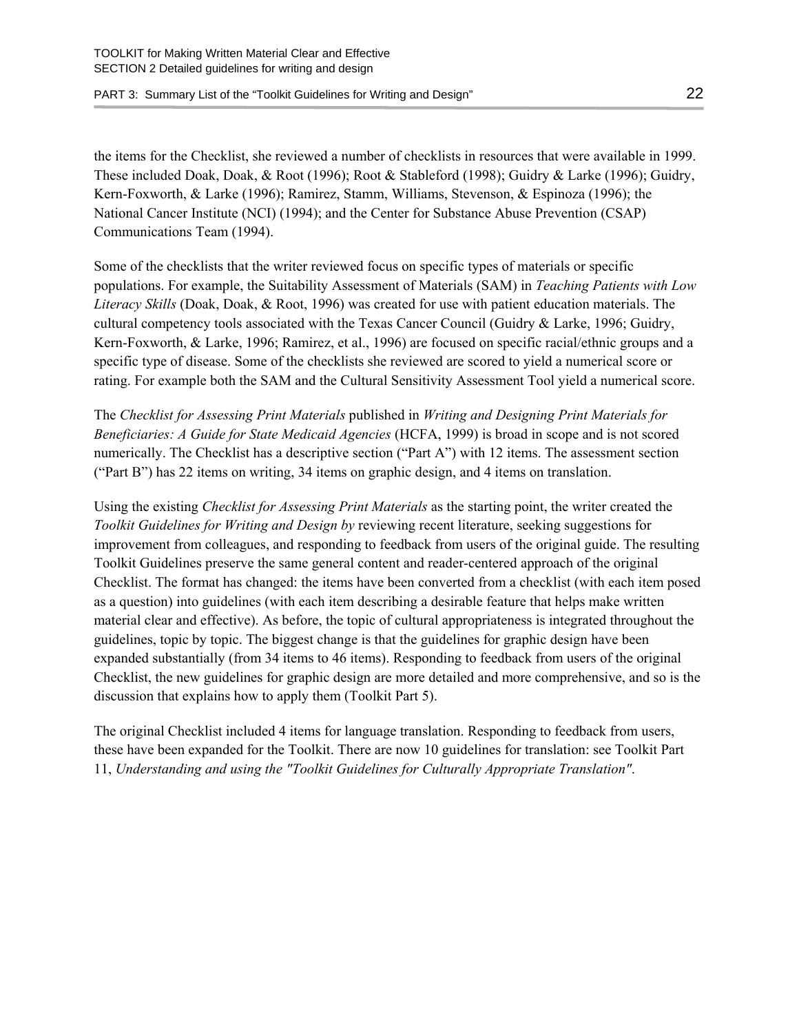the items for the Checklist, she reviewed a number of checklists in resources that were available in 1999. These included Doak, Doak, & Root (1996); Root & Stableford (1998); Guidry & Larke (1996); Guidry, Kern-Foxworth, & Larke (1996); Ramirez, Stamm, Williams, Stevenson, & Espinoza (1996); the National Cancer Institute (NCI) (1994); and the Center for Substance Abuse Prevention (CSAP) Communications Team (1994).

Some of the checklists that the writer reviewed focus on specific types of materials or specific populations. For example, the Suitability Assessment of Materials (SAM) in *Teaching Patients with Low Literacy Skills* (Doak, Doak, & Root, 1996) was created for use with patient education materials. The cultural competency tools associated with the Texas Cancer Council (Guidry & Larke, 1996; Guidry, Kern-Foxworth, & Larke, 1996; Ramirez, et al., 1996) are focused on specific racial/ethnic groups and a specific type of disease. Some of the checklists she reviewed are scored to yield a numerical score or rating. For example both the SAM and the Cultural Sensitivity Assessment Tool yield a numerical score.

The *Checklist for Assessing Print Materials* published in *Writing and Designing Print Materials for Beneficiaries: A Guide for State Medicaid Agencies* (HCFA, 1999) is broad in scope and is not scored numerically. The Checklist has a descriptive section ("Part A") with 12 items. The assessment section ("Part B") has 22 items on writing, 34 items on graphic design, and 4 items on translation.

Using the existing *Checklist for Assessing Print Materials* as the starting point, the writer created the *Toolkit Guidelines for Writing and Design by* reviewing recent literature, seeking suggestions for improvement from colleagues, and responding to feedback from users of the original guide. The resulting Toolkit Guidelines preserve the same general content and reader-centered approach of the original Checklist. The format has changed: the items have been converted from a checklist (with each item posed as a question) into guidelines (with each item describing a desirable feature that helps make written material clear and effective). As before, the topic of cultural appropriateness is integrated throughout the guidelines, topic by topic. The biggest change is that the guidelines for graphic design have been expanded substantially (from 34 items to 46 items). Responding to feedback from users of the original Checklist, the new guidelines for graphic design are more detailed and more comprehensive, and so is the discussion that explains how to apply them (Toolkit Part 5).

The original Checklist included 4 items for language translation. Responding to feedback from users, these have been expanded for the Toolkit. There are now 10 guidelines for translation: see Toolkit Part 11, *Understanding and using the "Toolkit Guidelines for Culturally Appropriate Translation"*.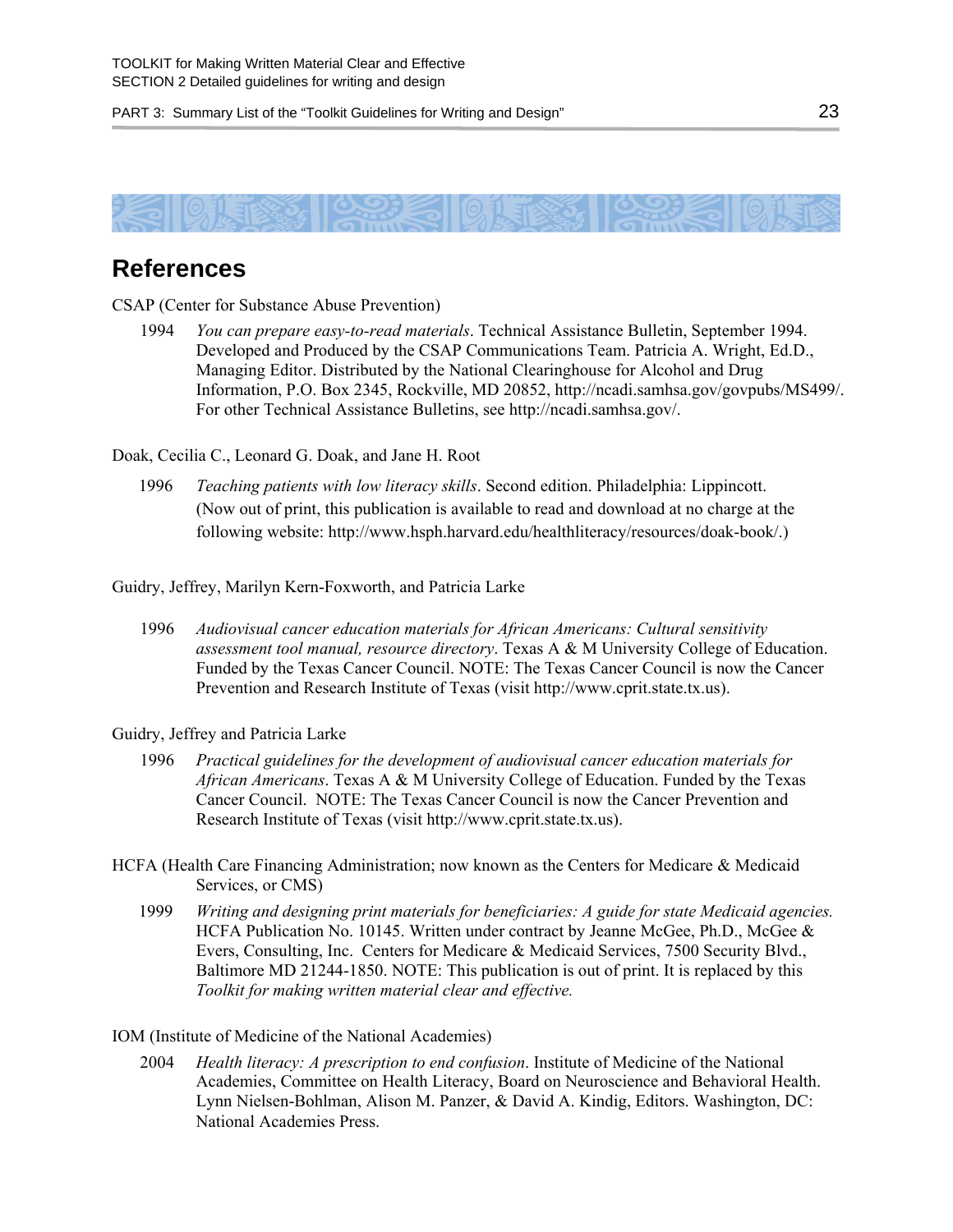## References

CSAP (Center for Substance Abuse Prevention)

1994 *You can prepare easy-to-read materials*. Technical Assistance Bulletin, September 1994. Developed and Produced by the CSAP Communications Team. Patricia A. Wright, Ed.D., Managing Editor. Distributed by the National Clearinghouse for Alcohol and Drug Information, P.O. Box 2345, Rockville, MD 20852, http://ncadi.samhsa.gov/govpubs/MS499/. For other Technical Assistance Bulletins, see http://ncadi.samhsa.gov/.

Doak, Cecilia C., Leonard G. Doak, and Jane H. Root

1996 *Teaching patients with low literacy skills*. Second edition. Philadelphia: Lippincott. (Now out of print, this publication is available to read and download at no charge at the following website: http://www.hsph.harvard.edu/healthliteracy/resources/doak-book/.)

Guidry, Jeffrey, Marilyn Kern-Foxworth, and Patricia Larke

1996 *Audiovisual cancer education materials for African Americans: Cultural sensitivity assessment tool manual, resource directory*. Texas A & M University College of Education. Funded by the Texas Cancer Council. NOTE: The Texas Cancer Council is now the Cancer Prevention and Research Institute of Texas (visit http://www.cprit.state.tx.us).

Guidry, Jeffrey and Patricia Larke

1996 *Practical guidelines for the development of audiovisual cancer education materials for African Americans*. Texas A & M University College of Education. Funded by the Texas Cancer Council. NOTE: The Texas Cancer Council is now the Cancer Prevention and Research Institute of Texas (visit http://www.cprit.state.tx.us).

HCFA (Health Care Financing Administration; now known as the Centers for Medicare & Medicaid Services, or CMS)

1999 *Writing and designing print materials for beneficiaries: A guide for state Medicaid agencies.* HCFA Publication No. 10145. Written under contract by Jeanne McGee, Ph.D., McGee & Evers, Consulting, Inc. Centers for Medicare & Medicaid Services, 7500 Security Blvd., Baltimore MD 21244-1850. NOTE: This publication is out of print. It is replaced by this *Toolkit for making written material clear and effective.*

IOM (Institute of Medicine of the National Academies)

2004 *Health literacy: A prescription to end confusion*. Institute of Medicine of the National Academies, Committee on Health Literacy, Board on Neuroscience and Behavioral Health. Lynn Nielsen-Bohlman, Alison M. Panzer, & David A. Kindig, Editors. Washington, DC: National Academies Press.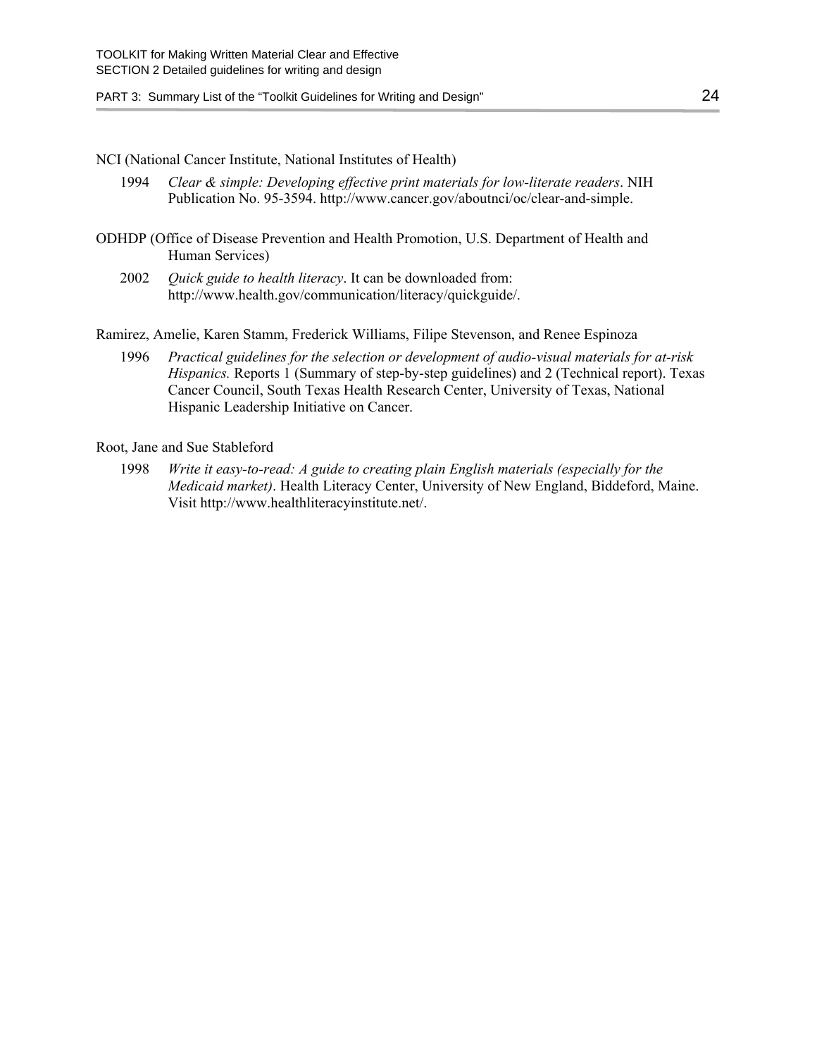NCI (National Cancer Institute, National Institutes of Health)

1994 *Clear & simple: Developing effective print materials for low-literate readers*. NIH Publication No. 95-3594. http://www.cancer.gov/aboutnci/oc/clear-and-simple.

ODHDP (Office of Disease Prevention and Health Promotion, U.S. Department of Health and Human Services)

2002 *Quick guide to health literacy*. It can be downloaded from: http://www.health.gov/communication/literacy/quickguide/.

Ramirez, Amelie, Karen Stamm, Frederick Williams, Filipe Stevenson, and Renee Espinoza

1996 *Practical guidelines for the selection or development of audio-visual materials for at-risk Hispanics.* Reports 1 (Summary of step-by-step guidelines) and 2 (Technical report). Texas Cancer Council, South Texas Health Research Center, University of Texas, National Hispanic Leadership Initiative on Cancer.

Root, Jane and Sue Stableford

1998 *Write it easy-to-read: A guide to creating plain English materials (especially for the Medicaid market)*. Health Literacy Center, University of New England, Biddeford, Maine. Visit http://www.healthliteracyinstitute.net/.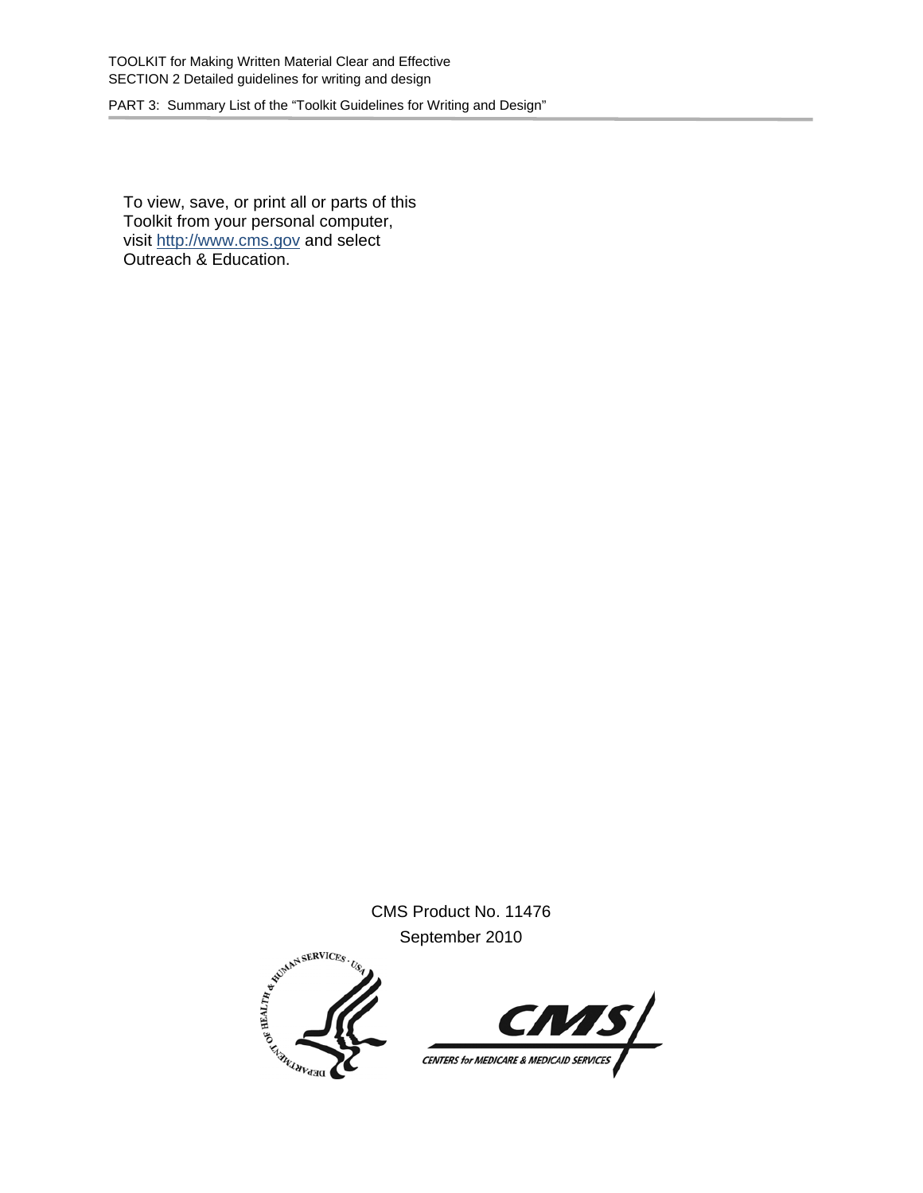To view, save, or print all or parts of this Toolkit from your personal computer, visit http://www.cms.gov and select Outreach & Education.

CMS Product No. 11476

September 2010